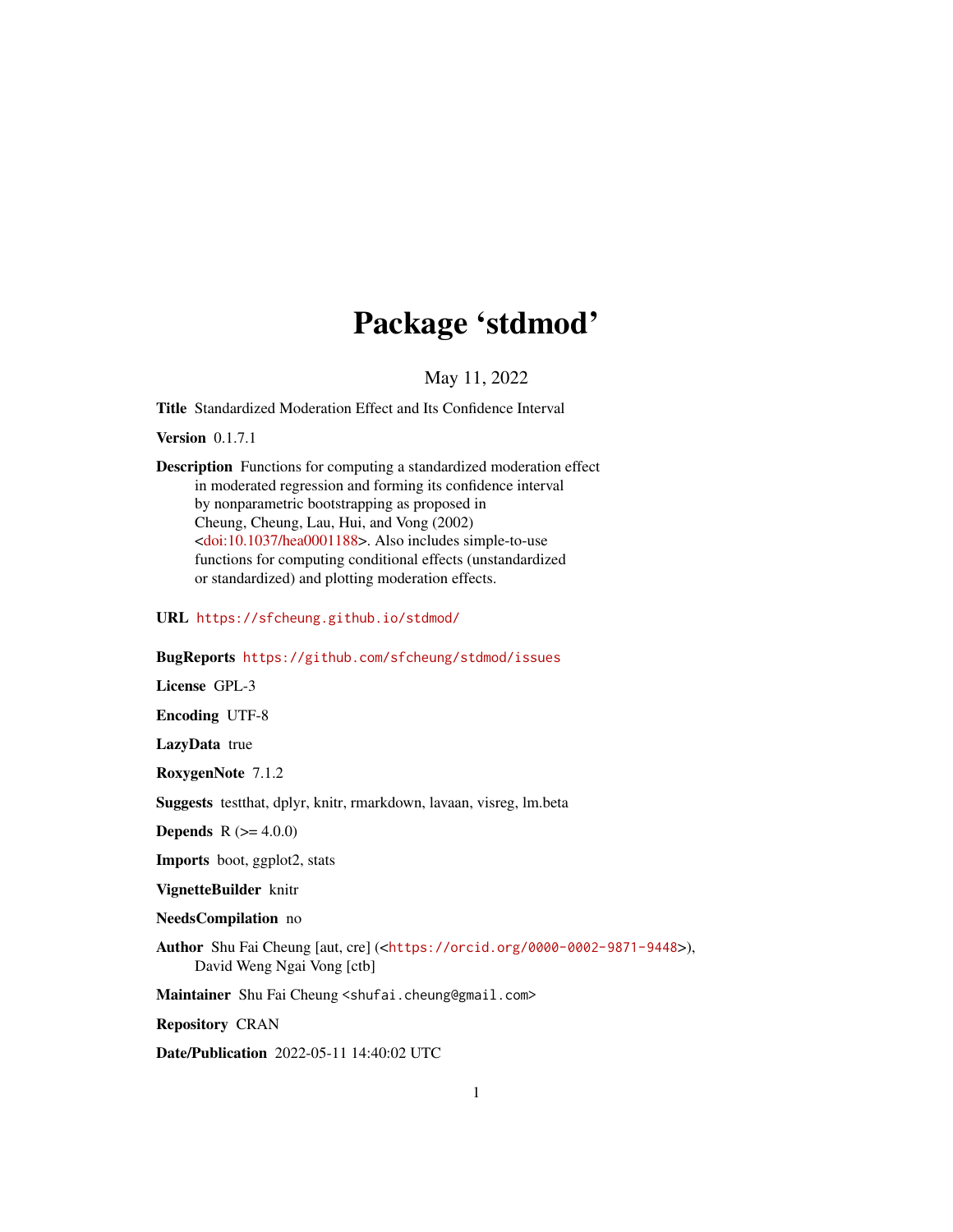# Package 'stdmod'

May 11, 2022

**Title** Standardized Moderation Effect and Its Confidence Interval

**Version** 0.1.7.1

**Description** Functions for computing a standardized moderation effect in moderated regression and forming its confidence interval by nonparametric bootstrapping as proposed in Cheung, Cheung, Lau, Hui, and Vong (2002) <doi:10.1037/hea0001188>. Also includes simple-to-use functions for computing conditional effects (unstandardized or standardized) and plotting moderation effects.

**URL** https://sfcheung.github.io/stdmod/

**BugReports** https://github.com/sfcheung/stdmod/issues

**License** GPL-3

**Encoding** UTF-8

**LazyData** true

**RoxygenNote** 7.1.2

**Suggests** testthat, dplyr, knitr, rmarkdown, lavaan, visreg, lm.beta

**Depends** R (>= 4.0.0)

**Imports** boot, ggplot2, stats

**VignetteBuilder** knitr

**NeedsCompilation** no

**Author** Shu Fai Cheung [aut, cre] (<https://orcid.org/0000-0002-9871-9448>), David Weng Ngai Vong [ctb]

**Maintainer** Shu Fai Cheung <shufai.cheung@gmail.com>

**Repository** CRAN

**Date/Publication** 2022-05-11 14:40:02 UTC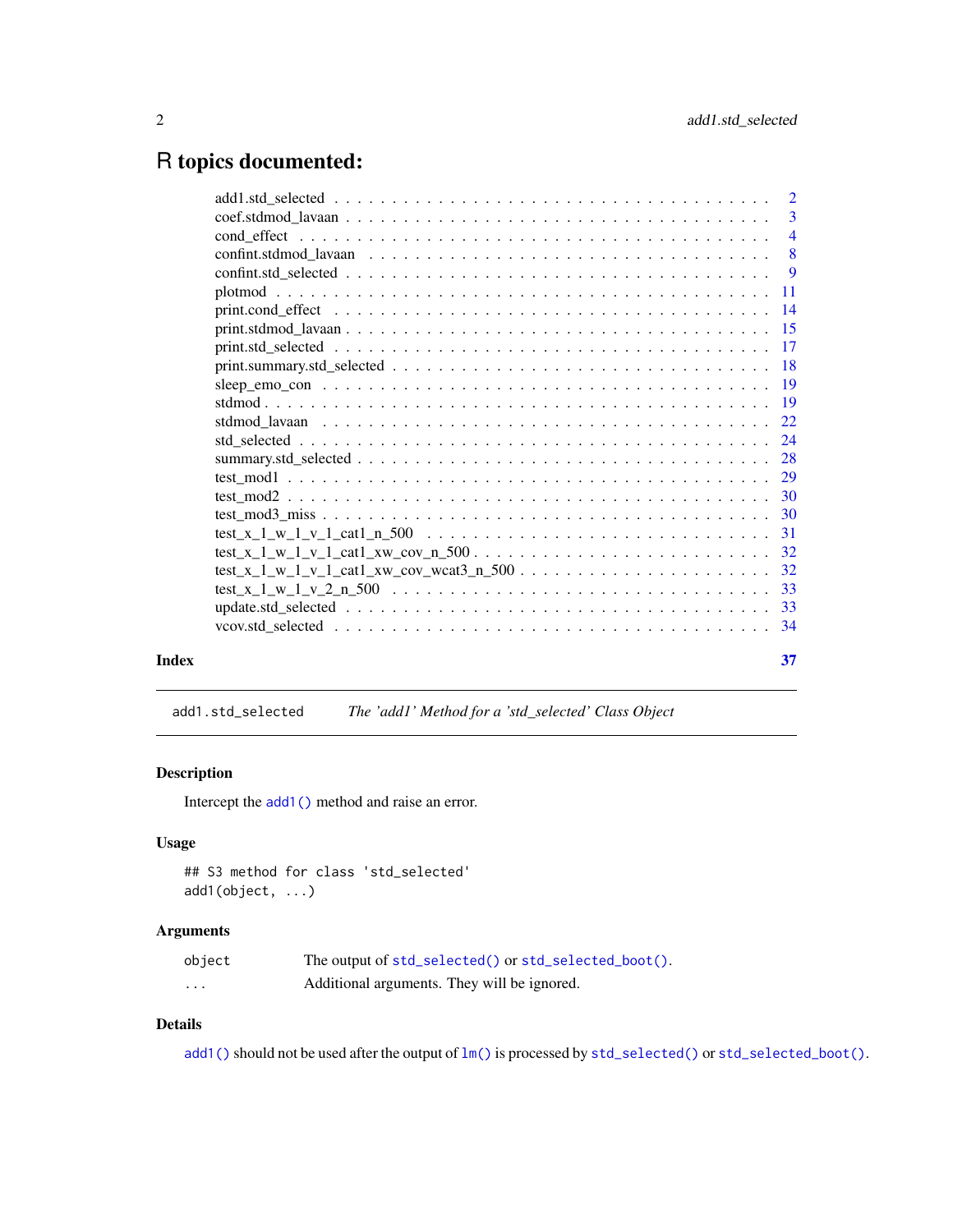# R topics documented:

| | |
|---|---|
| add1.std_selected | 2 |
| coef.stdmod_lavaan | 3 |
| cond_effect | 4 |
| confint.stdmod_lavaan | 8 |
| confint.std_selected | 9 |
| plotmod | 11 |
| print.cond_effect | 14 |
| print.stdmod_lavaan | 15 |
| print.std_selected | 17 |
| print.summary.std_selected | 18 |
| sleep_emo_con | 19 |
| stdmod | 19 |
| stdmod_lavaan | 22 |
| std_selected | 24 |
| summary.std_selected | 28 |
| test_mod1 | 29 |
| test_mod2 | 30 |
| test_mod3_miss | 30 |
| test_x_1_w_1_v_1_cat1_n_500 | 31 |
| test_x_1_w_1_v_1_cat1_xw_cov_n_500 | 32 |
| test_x_1_w_1_v_1_cat1_xw_cov_wcat3_n_500 | 32 |
| test_x_1_w_1_v_2_n_500 | 33 |
| update.std_selected | 33 |
| vcov.std_selected | 34 |
| **Index** | **37** |

---

`add1.std_selected` *The 'add1' Method for a 'std_selected' Class Object*

---

### Description

Intercept the `add1()` method and raise an error.

### Usage

```
## S3 method for class 'std_selected'
add1(object, ...)
```

### Arguments

| | |
|---|---|
| `object` | The output of `std_selected()` or `std_selected_boot()`. |
| `...` | Additional arguments. They will be ignored. |

### Details

`add1()` should not be used after the output of `lm()` is processed by `std_selected()` or `std_selected_boot()`.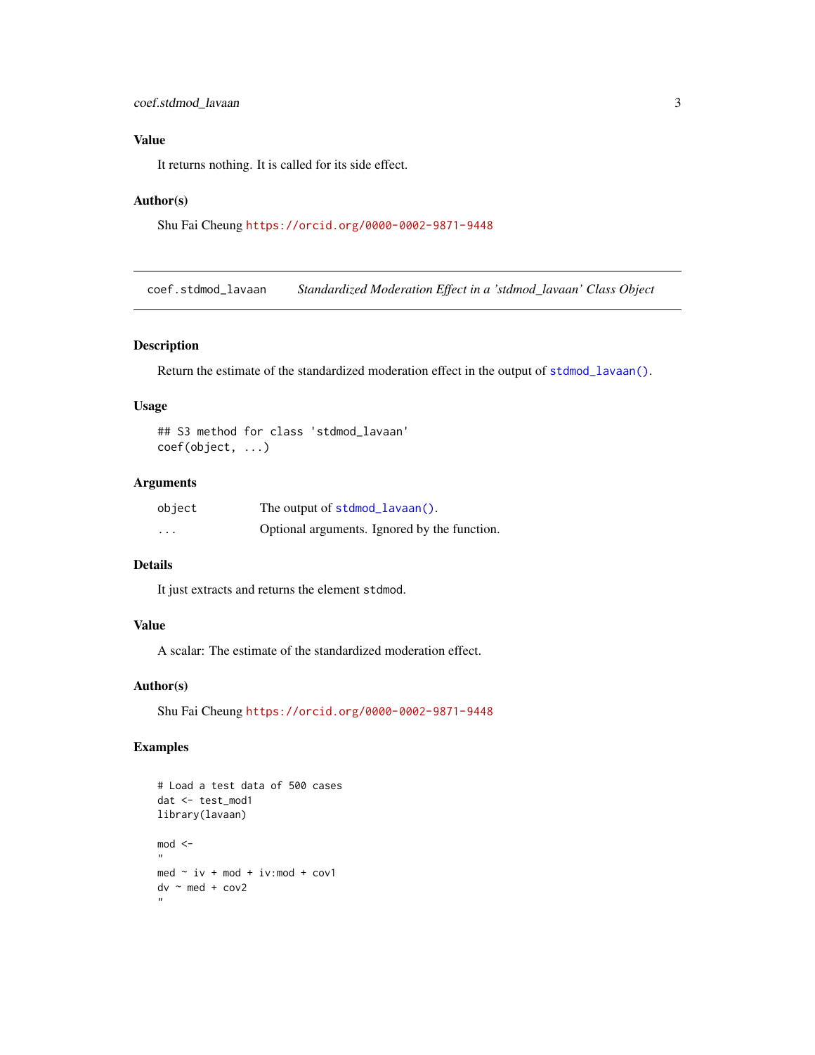## Value

It returns nothing. It is called for its side effect.

## Author(s)

Shu Fai Cheung https://orcid.org/0000-0002-9871-9448

---

# coef.stdmod_lavaan — *Standardized Moderation Effect in a 'stdmod_lavaan' Class Object*

## Description

Return the estimate of the standardized moderation effect in the output of `stdmod_lavaan()`.

## Usage

```
## S3 method for class 'stdmod_lavaan'
coef(object, ...)
```

## Arguments

| | |
|---|---|
| `object` | The output of `stdmod_lavaan()`. |
| `...` | Optional arguments. Ignored by the function. |

## Details

It just extracts and returns the element `stdmod`.

## Value

A scalar: The estimate of the standardized moderation effect.

## Author(s)

Shu Fai Cheung https://orcid.org/0000-0002-9871-9448

## Examples

```
# Load a test data of 500 cases
dat <- test_mod1
library(lavaan)

mod <-
"
med ~ iv + mod + iv:mod + cov1
dv ~ med + cov2
"
```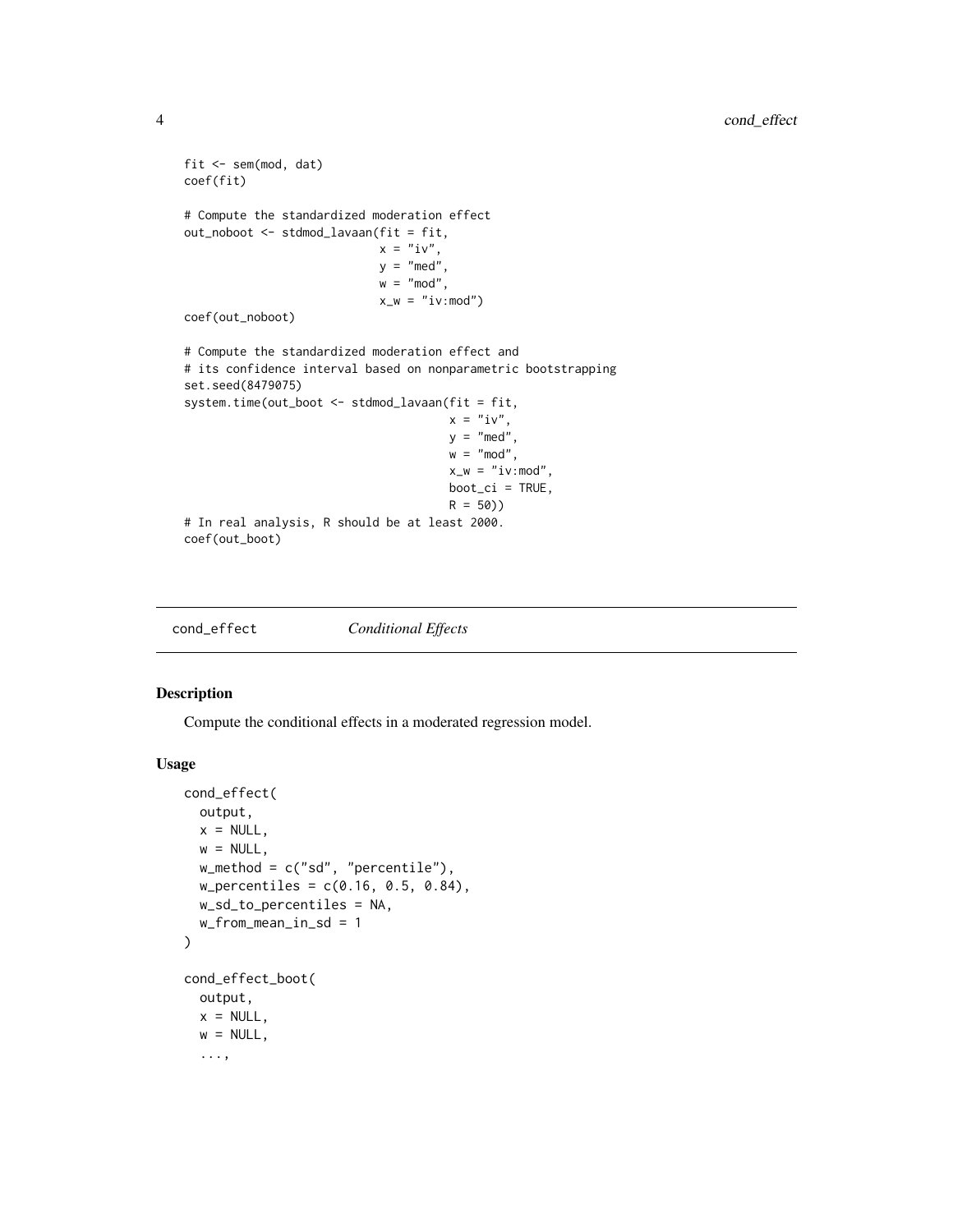```
fit <- sem(mod, dat)
coef(fit)

# Compute the standardized moderation effect
out_noboot <- stdmod_lavaan(fit = fit,
                            x = "iv",
                            y = "med",
                            w = "mod",
                            x_w = "iv:mod")
coef(out_noboot)

# Compute the standardized moderation effect and
# its confidence interval based on nonparametric bootstrapping
set.seed(8479075)
system.time(out_boot <- stdmod_lavaan(fit = fit,
                                      x = "iv",
                                      y = "med",
                                      w = "mod",
                                      x_w = "iv:mod",
                                      boot_ci = TRUE,
                                      R = 50))
# In real analysis, R should be at least 2000.
coef(out_boot)
```

## cond_effect *Conditional Effects*

### Description

Compute the conditional effects in a moderated regression model.

### Usage

```
cond_effect(
  output,
  x = NULL,
  w = NULL,
  w_method = c("sd", "percentile"),
  w_percentiles = c(0.16, 0.5, 0.84),
  w_sd_to_percentiles = NA,
  w_from_mean_in_sd = 1
)

cond_effect_boot(
  output,
  x = NULL,
  w = NULL,
  ...,
```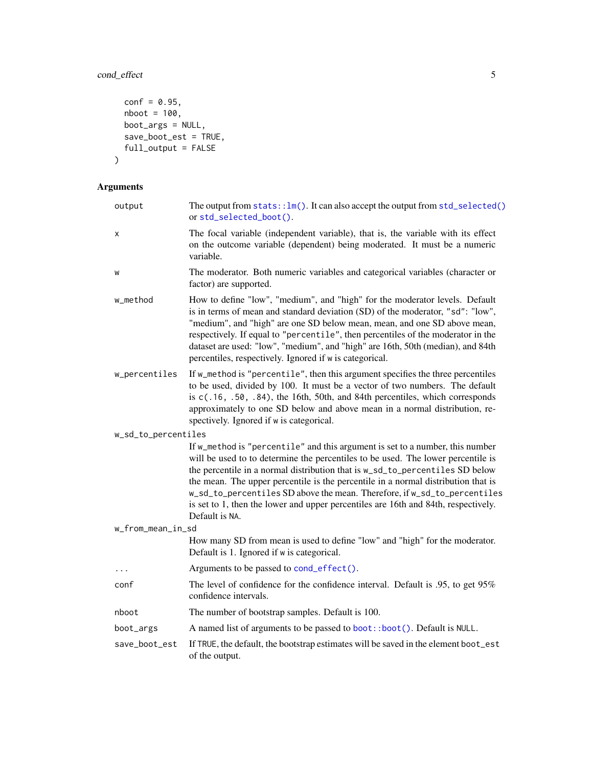```
  conf = 0.95,
  nboot = 100,
  boot_args = NULL,
  save_boot_est = TRUE,
  full_output = FALSE
)
```

## Arguments

| Argument | Description |
|---|---|
| `output` | The output from `stats::lm()`. It can also accept the output from `std_selected()` or `std_selected_boot()`. |
| `x` | The focal variable (independent variable), that is, the variable with its effect on the outcome variable (dependent) being moderated. It must be a numeric variable. |
| `w` | The moderator. Both numeric variables and categorical variables (character or factor) are supported. |
| `w_method` | How to define "low", "medium", and "high" for the moderator levels. Default is in terms of mean and standard deviation (SD) of the moderator, `"sd"`: "low", "medium", and "high" are one SD below mean, mean, and one SD above mean, respectively. If equal to `"percentile"`, then percentiles of the moderator in the dataset are used: "low", "medium", and "high" are 16th, 50th (median), and 84th percentiles, respectively. Ignored if `w` is categorical. |
| `w_percentiles` | If `w_method` is `"percentile"`, then this argument specifies the three percentiles to be used, divided by 100. It must be a vector of two numbers. The default is `c(.16, .50, .84)`, the 16th, 50th, and 84th percentiles, which corresponds approximately to one SD below and above mean in a normal distribution, respectively. Ignored if `w` is categorical. |
| `w_sd_to_percentiles` | If `w_method` is `"percentile"` and this argument is set to a number, this number will be used to to determine the percentiles to be used. The lower percentile is the percentile in a normal distribution that is `w_sd_to_percentiles` SD below the mean. The upper percentile is the percentile in a normal distribution that is `w_sd_to_percentiles` SD above the mean. Therefore, if `w_sd_to_percentiles` is set to 1, then the lower and upper percentiles are 16th and 84th, respectively. Default is `NA`. |
| `w_from_mean_in_sd` | How many SD from mean is used to define "low" and "high" for the moderator. Default is 1. Ignored if `w` is categorical. |
| `...` | Arguments to be passed to `cond_effect()`. |
| `conf` | The level of confidence for the confidence interval. Default is .95, to get 95% confidence intervals. |
| `nboot` | The number of bootstrap samples. Default is 100. |
| `boot_args` | A named list of arguments to be passed to `boot::boot()`. Default is `NULL`. |
| `save_boot_est` | If `TRUE`, the default, the bootstrap estimates will be saved in the element `boot_est` of the output. |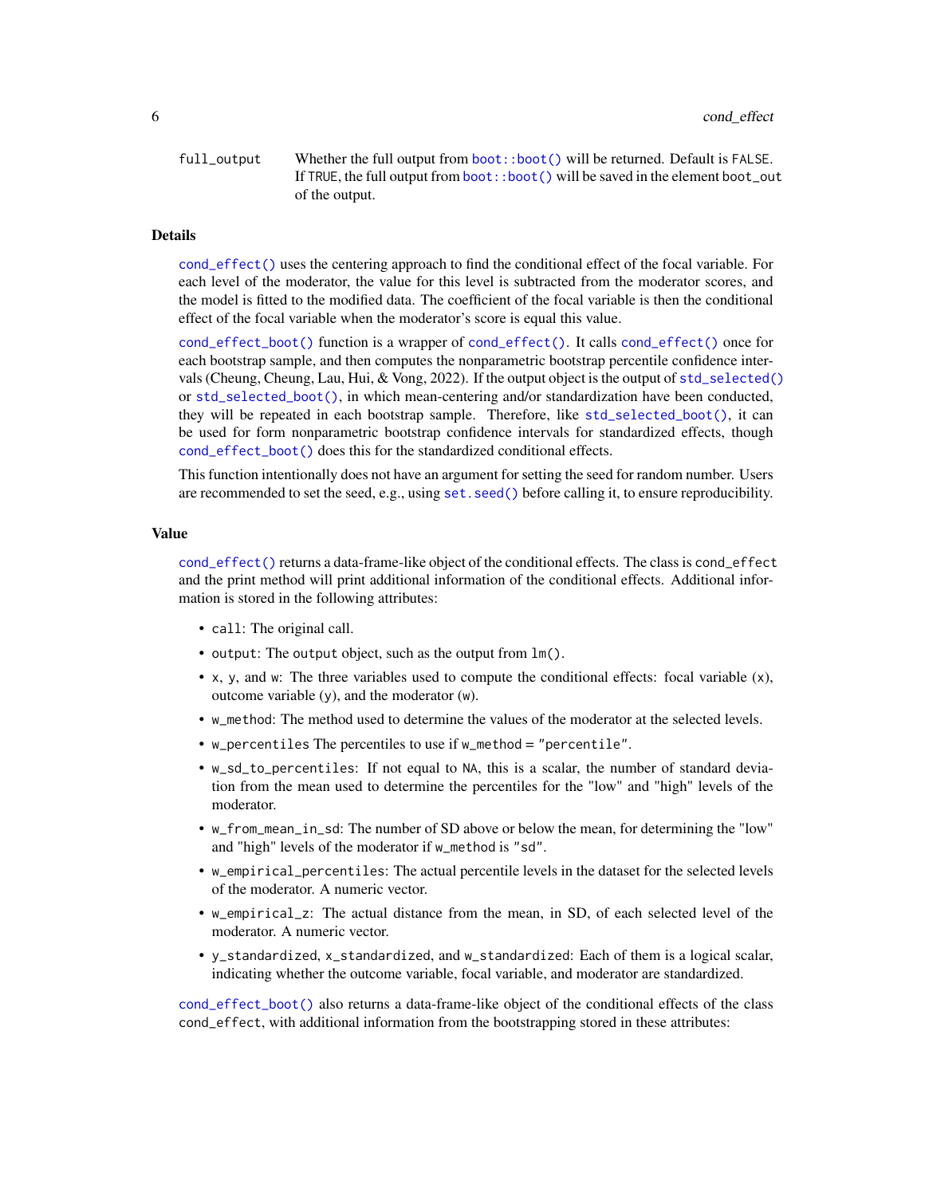full_output    Whether the full output from `boot::boot()` will be returned. Default is `FALSE`. If `TRUE`, the full output from `boot::boot()` will be saved in the element `boot_out` of the output.

## Details

`cond_effect()` uses the centering approach to find the conditional effect of the focal variable. For each level of the moderator, the value for this level is subtracted from the moderator scores, and the model is fitted to the modified data. The coefficient of the focal variable is then the conditional effect of the focal variable when the moderator's score is equal this value.

`cond_effect_boot()` function is a wrapper of `cond_effect()`. It calls `cond_effect()` once for each bootstrap sample, and then computes the nonparametric bootstrap percentile confidence intervals (Cheung, Cheung, Lau, Hui, & Vong, 2022). If the output object is the output of `std_selected()` or `std_selected_boot()`, in which mean-centering and/or standardization have been conducted, they will be repeated in each bootstrap sample. Therefore, like `std_selected_boot()`, it can be used for form nonparametric bootstrap confidence intervals for standardized effects, though `cond_effect_boot()` does this for the standardized conditional effects.

This function intentionally does not have an argument for setting the seed for random number. Users are recommended to set the seed, e.g., using `set.seed()` before calling it, to ensure reproducibility.

## Value

`cond_effect()` returns a data-frame-like object of the conditional effects. The class is `cond_effect` and the print method will print additional information of the conditional effects. Additional information is stored in the following attributes:

- `call`: The original call.
- `output`: The `output` object, such as the output from `lm()`.
- `x`, `y`, and `w`: The three variables used to compute the conditional effects: focal variable (`x`), outcome variable (`y`), and the moderator (`w`).
- `w_method`: The method used to determine the values of the moderator at the selected levels.
- `w_percentiles` The percentiles to use if `w_method = "percentile"`.
- `w_sd_to_percentiles`: If not equal to `NA`, this is a scalar, the number of standard deviation from the mean used to determine the percentiles for the "low" and "high" levels of the moderator.
- `w_from_mean_in_sd`: The number of SD above or below the mean, for determining the "low" and "high" levels of the moderator if `w_method` is `"sd"`.
- `w_empirical_percentiles`: The actual percentile levels in the dataset for the selected levels of the moderator. A numeric vector.
- `w_empirical_z`: The actual distance from the mean, in SD, of each selected level of the moderator. A numeric vector.
- `y_standardized`, `x_standardized`, and `w_standardized`: Each of them is a logical scalar, indicating whether the outcome variable, focal variable, and moderator are standardized.

`cond_effect_boot()` also returns a data-frame-like object of the conditional effects of the class `cond_effect`, with additional information from the bootstrapping stored in these attributes: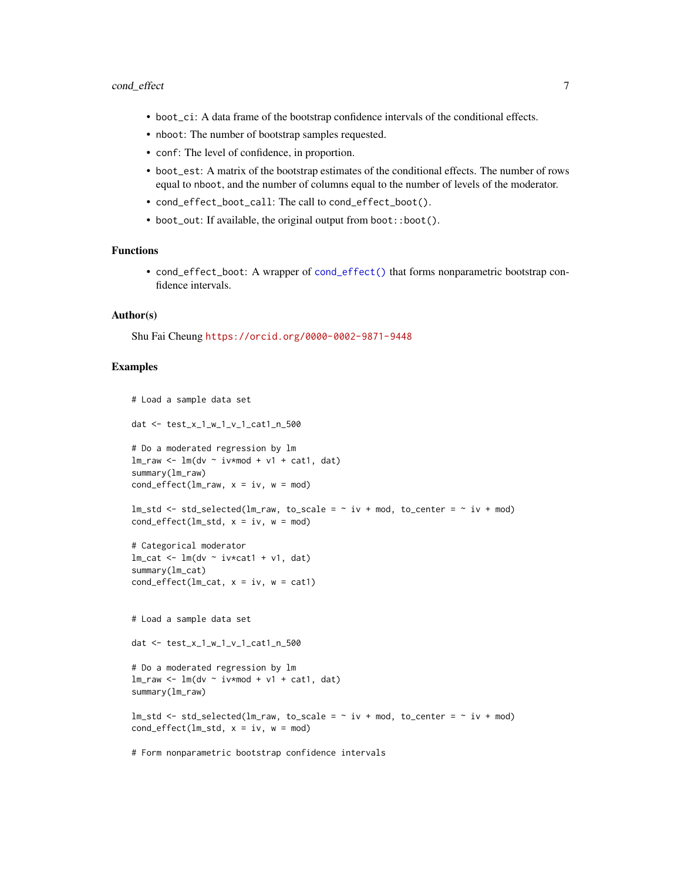- boot_ci: A data frame of the bootstrap confidence intervals of the conditional effects.
- nboot: The number of bootstrap samples requested.
- conf: The level of confidence, in proportion.
- boot_est: A matrix of the bootstrap estimates of the conditional effects. The number of rows equal to nboot, and the number of columns equal to the number of levels of the moderator.
- cond_effect_boot_call: The call to cond_effect_boot().
- boot_out: If available, the original output from boot::boot().

### Functions

- cond_effect_boot: A wrapper of cond_effect() that forms nonparametric bootstrap confidence intervals.

### Author(s)

Shu Fai Cheung https://orcid.org/0000-0002-9871-9448

### Examples

```
# Load a sample data set

dat <- test_x_1_w_1_v_1_cat1_n_500

# Do a moderated regression by lm
lm_raw <- lm(dv ~ iv*mod + v1 + cat1, dat)
summary(lm_raw)
cond_effect(lm_raw, x = iv, w = mod)

lm_std <- std_selected(lm_raw, to_scale = ~ iv + mod, to_center = ~ iv + mod)
cond_effect(lm_std, x = iv, w = mod)

# Categorical moderator
lm_cat <- lm(dv ~ iv*cat1 + v1, dat)
summary(lm_cat)
cond_effect(lm_cat, x = iv, w = cat1)


# Load a sample data set

dat <- test_x_1_w_1_v_1_cat1_n_500

# Do a moderated regression by lm
lm_raw <- lm(dv ~ iv*mod + v1 + cat1, dat)
summary(lm_raw)

lm_std <- std_selected(lm_raw, to_scale = ~ iv + mod, to_center = ~ iv + mod)
cond_effect(lm_std, x = iv, w = mod)

# Form nonparametric bootstrap confidence intervals
```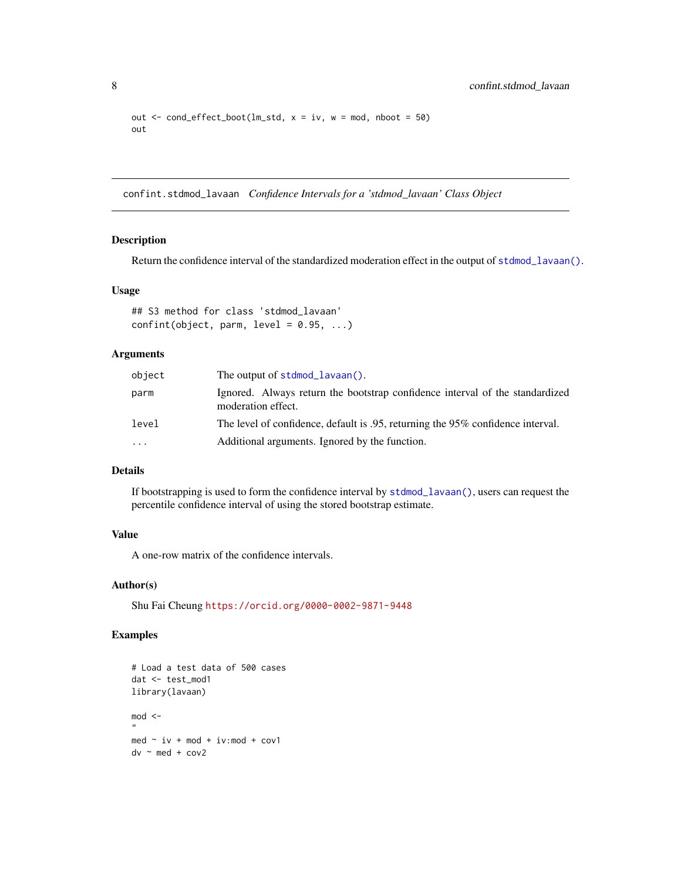```
out <- cond_effect_boot(lm_std, x = iv, w = mod, nboot = 50)
out
```

## confint.stdmod_lavaan *Confidence Intervals for a 'stdmod_lavaan' Class Object*

### Description

Return the confidence interval of the standardized moderation effect in the output of `stdmod_lavaan()`.

### Usage

```
## S3 method for class 'stdmod_lavaan'
confint(object, parm, level = 0.95, ...)
```

### Arguments

| | |
|---|---|
| `object` | The output of `stdmod_lavaan()`. |
| `parm` | Ignored. Always return the bootstrap confidence interval of the standardized moderation effect. |
| `level` | The level of confidence, default is .95, returning the 95% confidence interval. |
| `...` | Additional arguments. Ignored by the function. |

### Details

If bootstrapping is used to form the confidence interval by `stdmod_lavaan()`, users can request the percentile confidence interval of using the stored bootstrap estimate.

### Value

A one-row matrix of the confidence intervals.

### Author(s)

Shu Fai Cheung https://orcid.org/0000-0002-9871-9448

### Examples

```
# Load a test data of 500 cases
dat <- test_mod1
library(lavaan)

mod <-
"
med ~ iv + mod + iv:mod + cov1
dv ~ med + cov2
```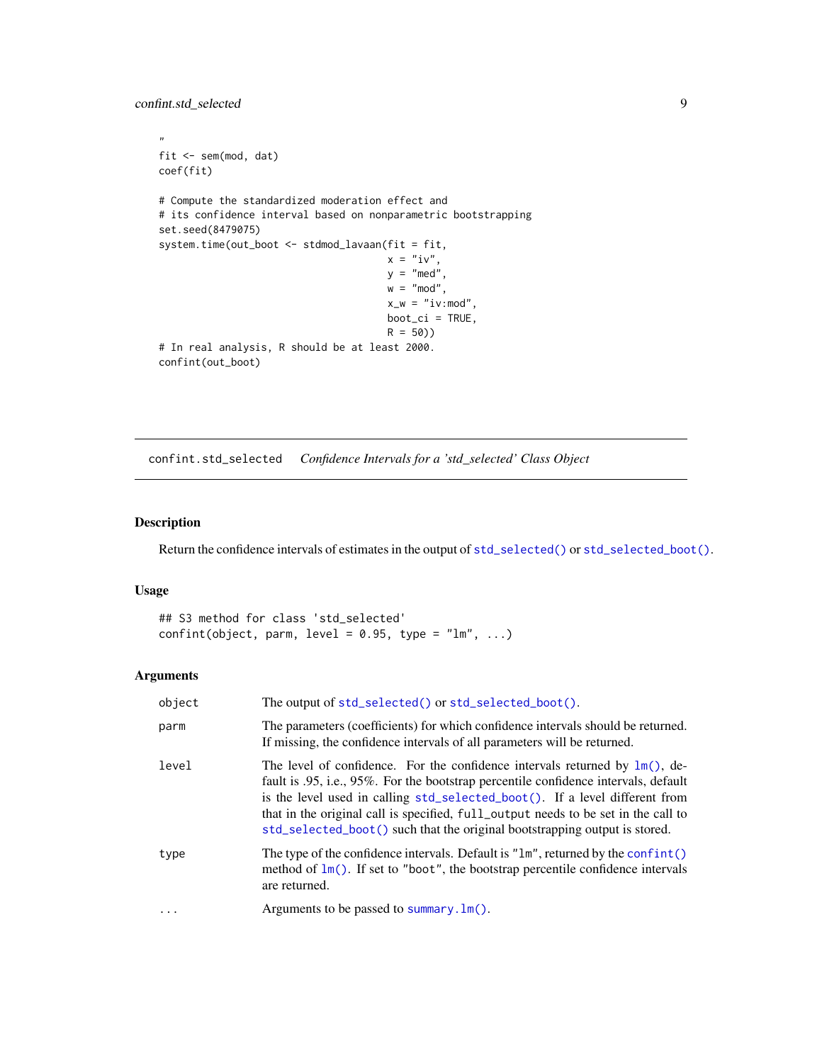```
"
fit <- sem(mod, dat)
coef(fit)

# Compute the standardized moderation effect and
# its confidence interval based on nonparametric bootstrapping
set.seed(8479075)
system.time(out_boot <- stdmod_lavaan(fit = fit,
                                      x = "iv",
                                      y = "med",
                                      w = "mod",
                                      x_w = "iv:mod",
                                      boot_ci = TRUE,
                                      R = 50))
# In real analysis, R should be at least 2000.
confint(out_boot)
```

---

## confint.std_selected — *Confidence Intervals for a 'std_selected' Class Object*

---

### Description

Return the confidence intervals of estimates in the output of `std_selected()` or `std_selected_boot()`.

### Usage

```
## S3 method for class 'std_selected'
confint(object, parm, level = 0.95, type = "lm", ...)
```

### Arguments

| | |
|---|---|
| `object` | The output of `std_selected()` or `std_selected_boot()`. |
| `parm` | The parameters (coefficients) for which confidence intervals should be returned. If missing, the confidence intervals of all parameters will be returned. |
| `level` | The level of confidence. For the confidence intervals returned by `lm()`, default is .95, i.e., 95%. For the bootstrap percentile confidence intervals, default is the level used in calling `std_selected_boot()`. If a level different from that in the original call is specified, `full_output` needs to be set in the call to `std_selected_boot()` such that the original bootstrapping output is stored. |
| `type` | The type of the confidence intervals. Default is `"lm"`, returned by the `confint()` method of `lm()`. If set to `"boot"`, the bootstrap percentile confidence intervals are returned. |
| `...` | Arguments to be passed to `summary.lm()`. |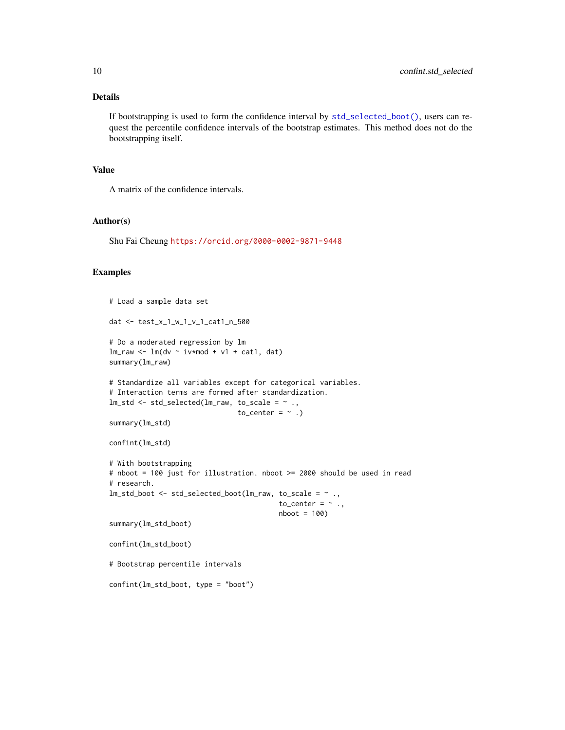## Details

If bootstrapping is used to form the confidence interval by `std_selected_boot()`, users can request the percentile confidence intervals of the bootstrap estimates. This method does not do the bootstrapping itself.

## Value

A matrix of the confidence intervals.

## Author(s)

Shu Fai Cheung https://orcid.org/0000-0002-9871-9448

## Examples

```
# Load a sample data set

dat <- test_x_1_w_1_v_1_cat1_n_500

# Do a moderated regression by lm
lm_raw <- lm(dv ~ iv*mod + v1 + cat1, dat)
summary(lm_raw)

# Standardize all variables except for categorical variables.
# Interaction terms are formed after standardization.
lm_std <- std_selected(lm_raw, to_scale = ~ .,
                               to_center = ~ .)
summary(lm_std)

confint(lm_std)

# With bootstrapping
# nboot = 100 just for illustration. nboot >= 2000 should be used in read
# research.
lm_std_boot <- std_selected_boot(lm_raw, to_scale = ~ .,
                                         to_center = ~ .,
                                         nboot = 100)
summary(lm_std_boot)

confint(lm_std_boot)

# Bootstrap percentile intervals

confint(lm_std_boot, type = "boot")
```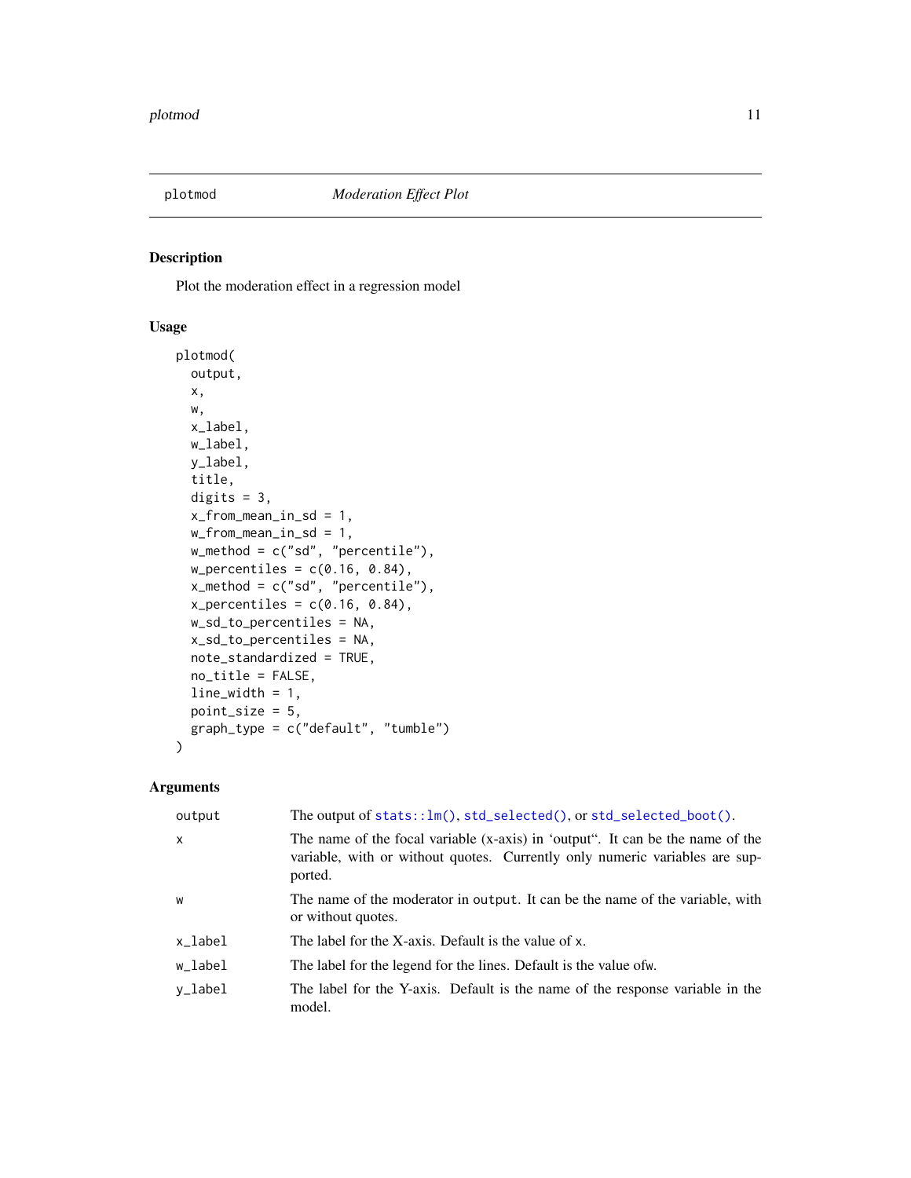# plotmod — *Moderation Effect Plot*

## Description

Plot the moderation effect in a regression model

## Usage

```
plotmod(
  output,
  x,
  w,
  x_label,
  w_label,
  y_label,
  title,
  digits = 3,
  x_from_mean_in_sd = 1,
  w_from_mean_in_sd = 1,
  w_method = c("sd", "percentile"),
  w_percentiles = c(0.16, 0.84),
  x_method = c("sd", "percentile"),
  x_percentiles = c(0.16, 0.84),
  w_sd_to_percentiles = NA,
  x_sd_to_percentiles = NA,
  note_standardized = TRUE,
  no_title = FALSE,
  line_width = 1,
  point_size = 5,
  graph_type = c("default", "tumble")
)
```

## Arguments

| Argument | Description |
|---|---|
| output | The output of stats::lm(), std_selected(), or std_selected_boot(). |
| x | The name of the focal variable (x-axis) in 'output". It can be the name of the variable, with or without quotes. Currently only numeric variables are supported. |
| w | The name of the moderator in output. It can be the name of the variable, with or without quotes. |
| x_label | The label for the X-axis. Default is the value of x. |
| w_label | The label for the legend for the lines. Default is the value ofw. |
| y_label | The label for the Y-axis. Default is the name of the response variable in the model. |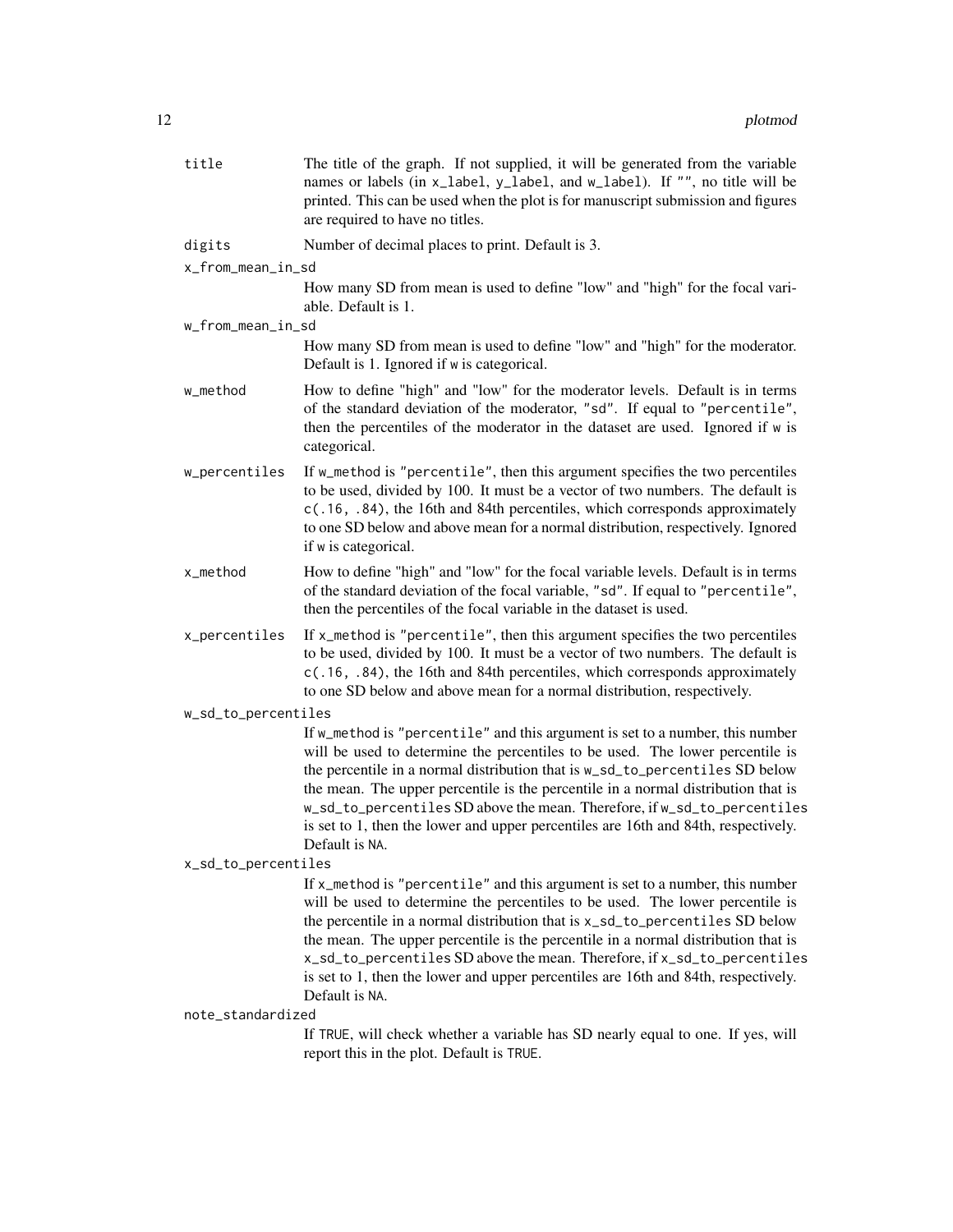title
: The title of the graph. If not supplied, it will be generated from the variable names or labels (in `x_label`, `y_label`, and `w_label`). If `""`, no title will be printed. This can be used when the plot is for manuscript submission and figures are required to have no titles.

digits
: Number of decimal places to print. Default is 3.

x_from_mean_in_sd
: How many SD from mean is used to define "low" and "high" for the focal variable. Default is 1.

w_from_mean_in_sd
: How many SD from mean is used to define "low" and "high" for the moderator. Default is 1. Ignored if `w` is categorical.

w_method
: How to define "high" and "low" for the moderator levels. Default is in terms of the standard deviation of the moderator, `"sd"`. If equal to `"percentile"`, then the percentiles of the moderator in the dataset are used. Ignored if `w` is categorical.

w_percentiles
: If `w_method` is `"percentile"`, then this argument specifies the two percentiles to be used, divided by 100. It must be a vector of two numbers. The default is `c(.16, .84)`, the 16th and 84th percentiles, which corresponds approximately to one SD below and above mean for a normal distribution, respectively. Ignored if `w` is categorical.

x_method
: How to define "high" and "low" for the focal variable levels. Default is in terms of the standard deviation of the focal variable, `"sd"`. If equal to `"percentile"`, then the percentiles of the focal variable in the dataset is used.

x_percentiles
: If `x_method` is `"percentile"`, then this argument specifies the two percentiles to be used, divided by 100. It must be a vector of two numbers. The default is `c(.16, .84)`, the 16th and 84th percentiles, which corresponds approximately to one SD below and above mean for a normal distribution, respectively.

w_sd_to_percentiles
: If `w_method` is `"percentile"` and this argument is set to a number, this number will be used to determine the percentiles to be used. The lower percentile is the percentile in a normal distribution that is `w_sd_to_percentiles` SD below the mean. The upper percentile is the percentile in a normal distribution that is `w_sd_to_percentiles` SD above the mean. Therefore, if `w_sd_to_percentiles` is set to 1, then the lower and upper percentiles are 16th and 84th, respectively. Default is `NA`.

x_sd_to_percentiles
: If `x_method` is `"percentile"` and this argument is set to a number, this number will be used to determine the percentiles to be used. The lower percentile is the percentile in a normal distribution that is `x_sd_to_percentiles` SD below the mean. The upper percentile is the percentile in a normal distribution that is `x_sd_to_percentiles` SD above the mean. Therefore, if `x_sd_to_percentiles` is set to 1, then the lower and upper percentiles are 16th and 84th, respectively. Default is `NA`.

note_standardized
: If `TRUE`, will check whether a variable has SD nearly equal to one. If yes, will report this in the plot. Default is `TRUE`.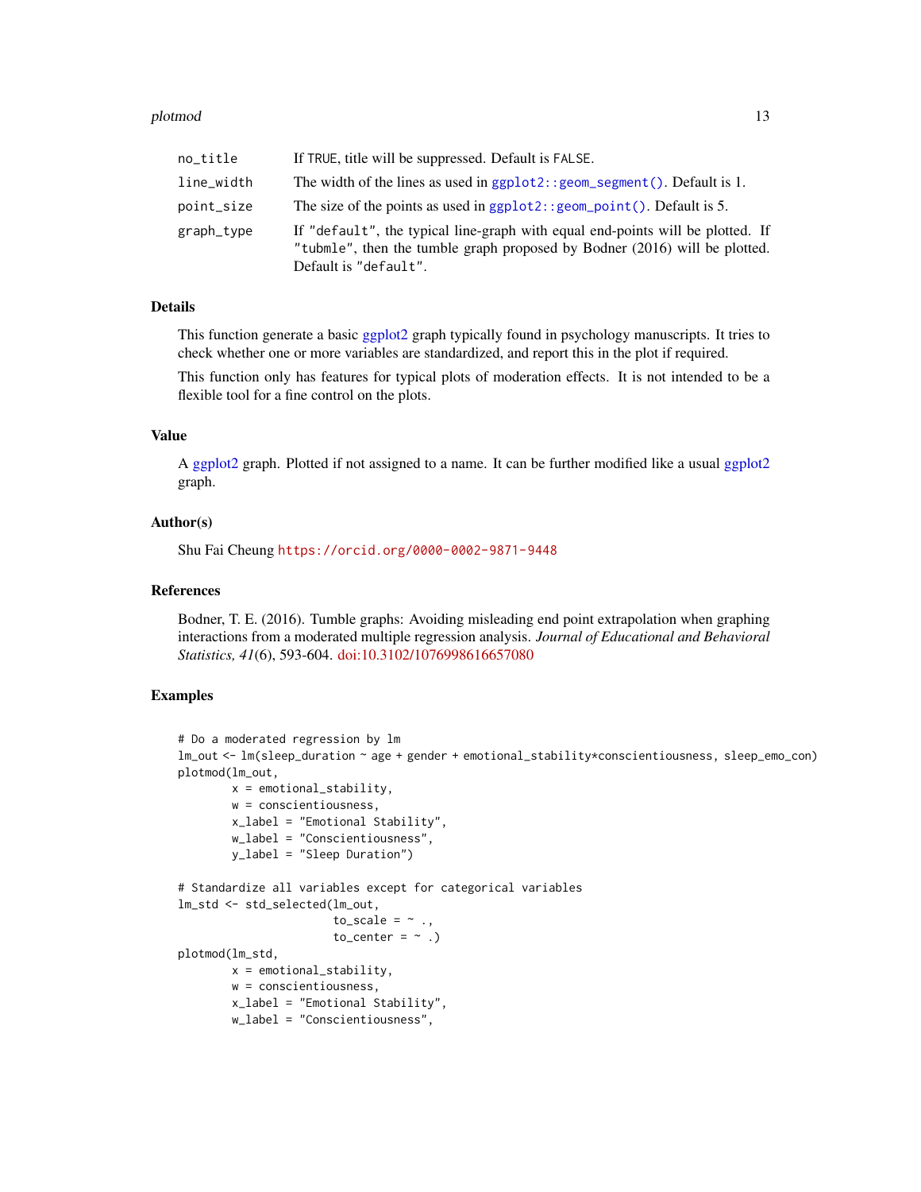| | |
|---|---|
| no_title | If TRUE, title will be suppressed. Default is FALSE. |
| line_width | The width of the lines as used in ggplot2::geom_segment(). Default is 1. |
| point_size | The size of the points as used in ggplot2::geom_point(). Default is 5. |
| graph_type | If "default", the typical line-graph with equal end-points will be plotted. If "tubmle", then the tumble graph proposed by Bodner (2016) will be plotted. Default is "default". |

## Details

This function generate a basic ggplot2 graph typically found in psychology manuscripts. It tries to check whether one or more variables are standardized, and report this in the plot if required.

This function only has features for typical plots of moderation effects. It is not intended to be a flexible tool for a fine control on the plots.

## Value

A ggplot2 graph. Plotted if not assigned to a name. It can be further modified like a usual ggplot2 graph.

## Author(s)

Shu Fai Cheung https://orcid.org/0000-0002-9871-9448

## References

Bodner, T. E. (2016). Tumble graphs: Avoiding misleading end point extrapolation when graphing interactions from a moderated multiple regression analysis. *Journal of Educational and Behavioral Statistics, 41*(6), 593-604. doi:10.3102/1076998616657080

## Examples

```
# Do a moderated regression by lm
lm_out <- lm(sleep_duration ~ age + gender + emotional_stability*conscientiousness, sleep_emo_con)
plotmod(lm_out,
        x = emotional_stability,
        w = conscientiousness,
        x_label = "Emotional Stability",
        w_label = "Conscientiousness",
        y_label = "Sleep Duration")

# Standardize all variables except for categorical variables
lm_std <- std_selected(lm_out,
                       to_scale = ~ .,
                       to_center = ~ .)
plotmod(lm_std,
        x = emotional_stability,
        w = conscientiousness,
        x_label = "Emotional Stability",
        w_label = "Conscientiousness",
```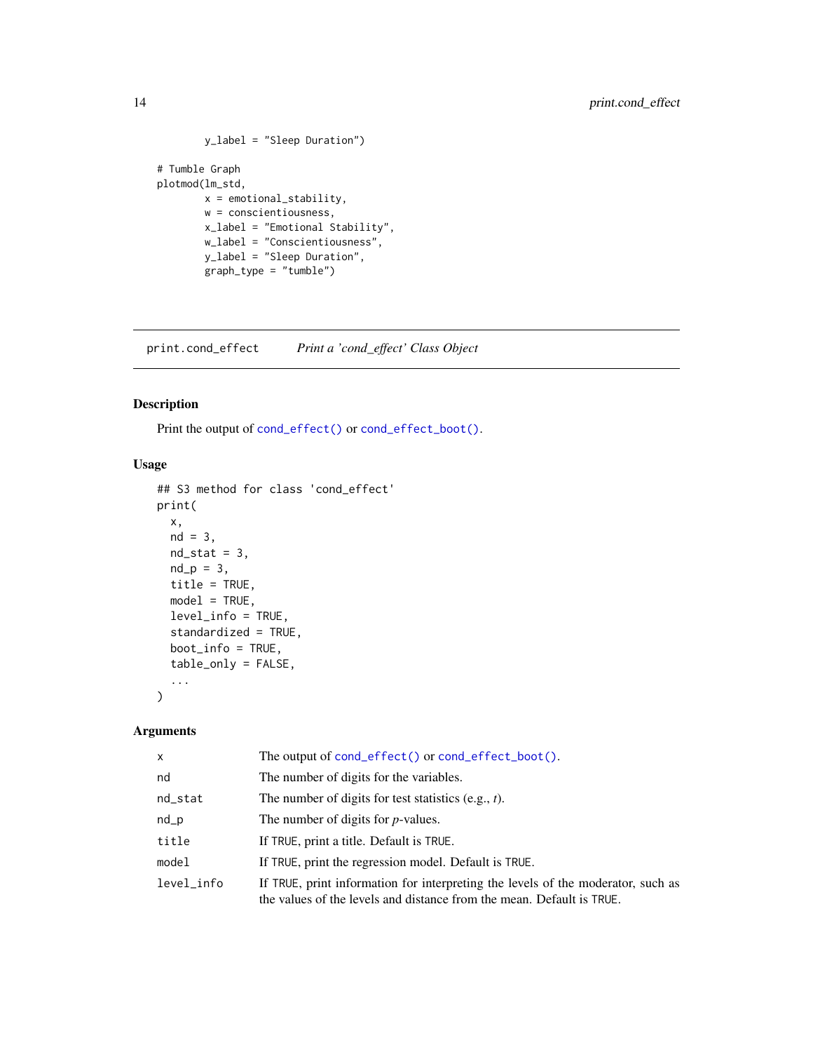```
        y_label = "Sleep Duration")

# Tumble Graph
plotmod(lm_std,
        x = emotional_stability,
        w = conscientiousness,
        x_label = "Emotional Stability",
        w_label = "Conscientiousness",
        y_label = "Sleep Duration",
        graph_type = "tumble")
```

## print.cond_effect *Print a 'cond_effect' Class Object*

### Description

Print the output of `cond_effect()` or `cond_effect_boot()`.

### Usage

```
## S3 method for class 'cond_effect'
print(
  x,
  nd = 3,
  nd_stat = 3,
  nd_p = 3,
  title = TRUE,
  model = TRUE,
  level_info = TRUE,
  standardized = TRUE,
  boot_info = TRUE,
  table_only = FALSE,
  ...
)
```

### Arguments

| | |
|---|---|
| `x` | The output of `cond_effect()` or `cond_effect_boot()`. |
| `nd` | The number of digits for the variables. |
| `nd_stat` | The number of digits for test statistics (e.g., *t*). |
| `nd_p` | The number of digits for *p*-values. |
| `title` | If `TRUE`, print a title. Default is `TRUE`. |
| `model` | If `TRUE`, print the regression model. Default is `TRUE`. |
| `level_info` | If `TRUE`, print information for interpreting the levels of the moderator, such as the values of the levels and distance from the mean. Default is `TRUE`. |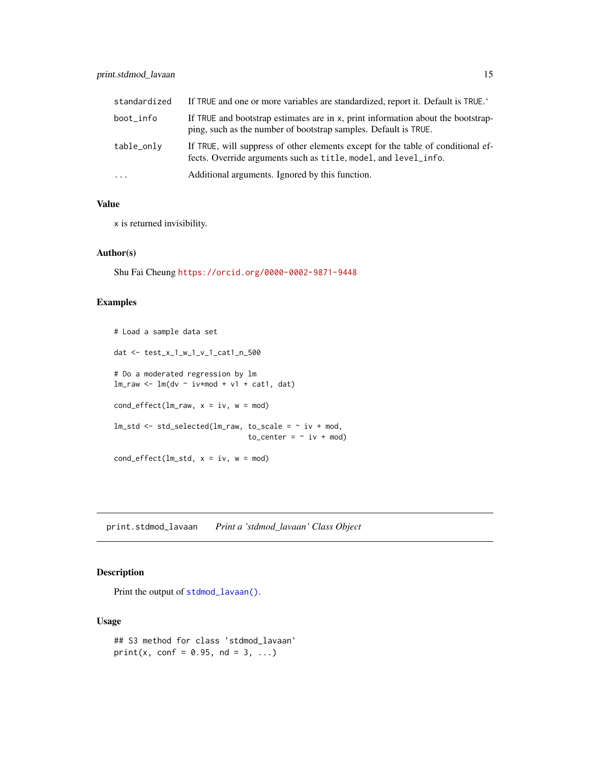| | |
|---|---|
| standardized | If TRUE and one or more variables are standardized, report it. Default is TRUE.‘ |
| boot_info | If TRUE and bootstrap estimates are in x, print information about the bootstrapping, such as the number of bootstrap samples. Default is TRUE. |
| table_only | If TRUE, will suppress of other elements except for the table of conditional effects. Override arguments such as title, model, and level_info. |
| ... | Additional arguments. Ignored by this function. |

### Value

x is returned invisibility.

### Author(s)

Shu Fai Cheung https://orcid.org/0000-0002-9871-9448

### Examples

```
# Load a sample data set

dat <- test_x_1_w_1_v_1_cat1_n_500

# Do a moderated regression by lm
lm_raw <- lm(dv ~ iv*mod + v1 + cat1, dat)

cond_effect(lm_raw, x = iv, w = mod)

lm_std <- std_selected(lm_raw, to_scale = ~ iv + mod,
                               to_center = ~ iv + mod)

cond_effect(lm_std, x = iv, w = mod)
```

---

## print.stdmod_lavaan *Print a 'stdmod_lavaan' Class Object*

### Description

Print the output of stdmod_lavaan().

### Usage

```
## S3 method for class 'stdmod_lavaan'
print(x, conf = 0.95, nd = 3, ...)
```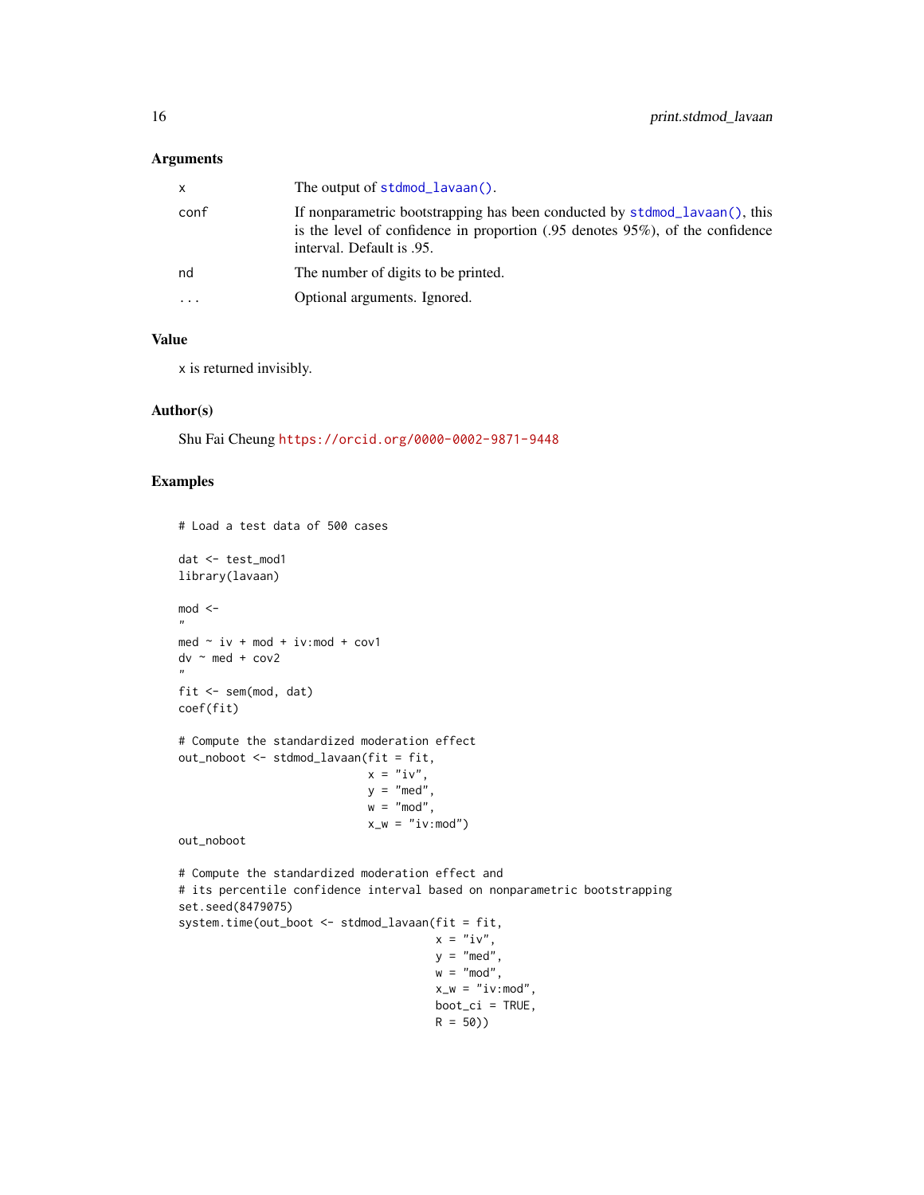## Arguments

| | |
|---|---|
| `x` | The output of `stdmod_lavaan()`. |
| `conf` | If nonparametric bootstrapping has been conducted by `stdmod_lavaan()`, this is the level of confidence in proportion (.95 denotes 95%), of the confidence interval. Default is .95. |
| `nd` | The number of digits to be printed. |
| `...` | Optional arguments. Ignored. |

## Value

x is returned invisibly.

## Author(s)

Shu Fai Cheung https://orcid.org/0000-0002-9871-9448

## Examples

```
# Load a test data of 500 cases

dat <- test_mod1
library(lavaan)

mod <-
"
med ~ iv + mod + iv:mod + cov1
dv ~ med + cov2
"
fit <- sem(mod, dat)
coef(fit)

# Compute the standardized moderation effect
out_noboot <- stdmod_lavaan(fit = fit,
                            x = "iv",
                            y = "med",
                            w = "mod",
                            x_w = "iv:mod")
out_noboot

# Compute the standardized moderation effect and
# its percentile confidence interval based on nonparametric bootstrapping
set.seed(8479075)
system.time(out_boot <- stdmod_lavaan(fit = fit,
                                      x = "iv",
                                      y = "med",
                                      w = "mod",
                                      x_w = "iv:mod",
                                      boot_ci = TRUE,
                                      R = 50))
```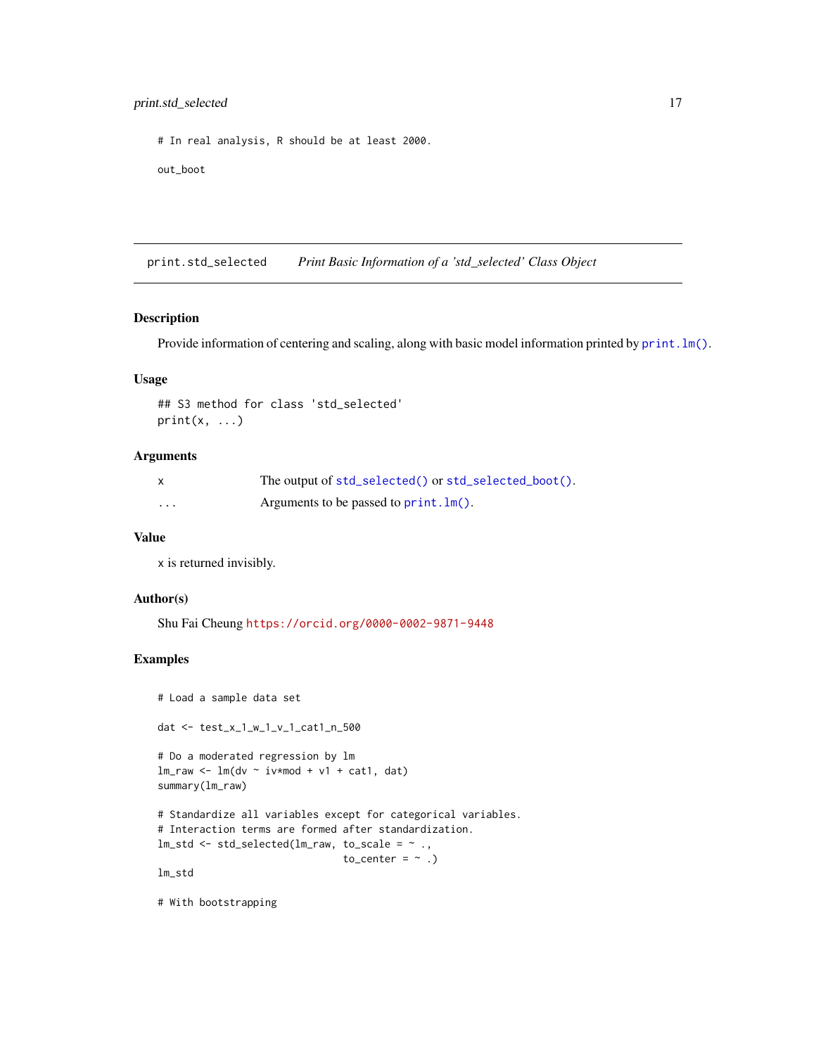```
# In real analysis, R should be at least 2000.

out_boot
```

## print.std_selected    *Print Basic Information of a 'std_selected' Class Object*

### Description

Provide information of centering and scaling, along with basic model information printed by `print.lm()`.

### Usage

```
## S3 method for class 'std_selected'
print(x, ...)
```

### Arguments

| | |
|---|---|
| x | The output of `std_selected()` or `std_selected_boot()`. |
| ... | Arguments to be passed to `print.lm()`. |

### Value

x is returned invisibly.

### Author(s)

Shu Fai Cheung https://orcid.org/0000-0002-9871-9448

### Examples

```
# Load a sample data set

dat <- test_x_1_w_1_v_1_cat1_n_500

# Do a moderated regression by lm
lm_raw <- lm(dv ~ iv*mod + v1 + cat1, dat)
summary(lm_raw)

# Standardize all variables except for categorical variables.
# Interaction terms are formed after standardization.
lm_std <- std_selected(lm_raw, to_scale = ~ .,
                                to_center = ~ .)
lm_std

# With bootstrapping
```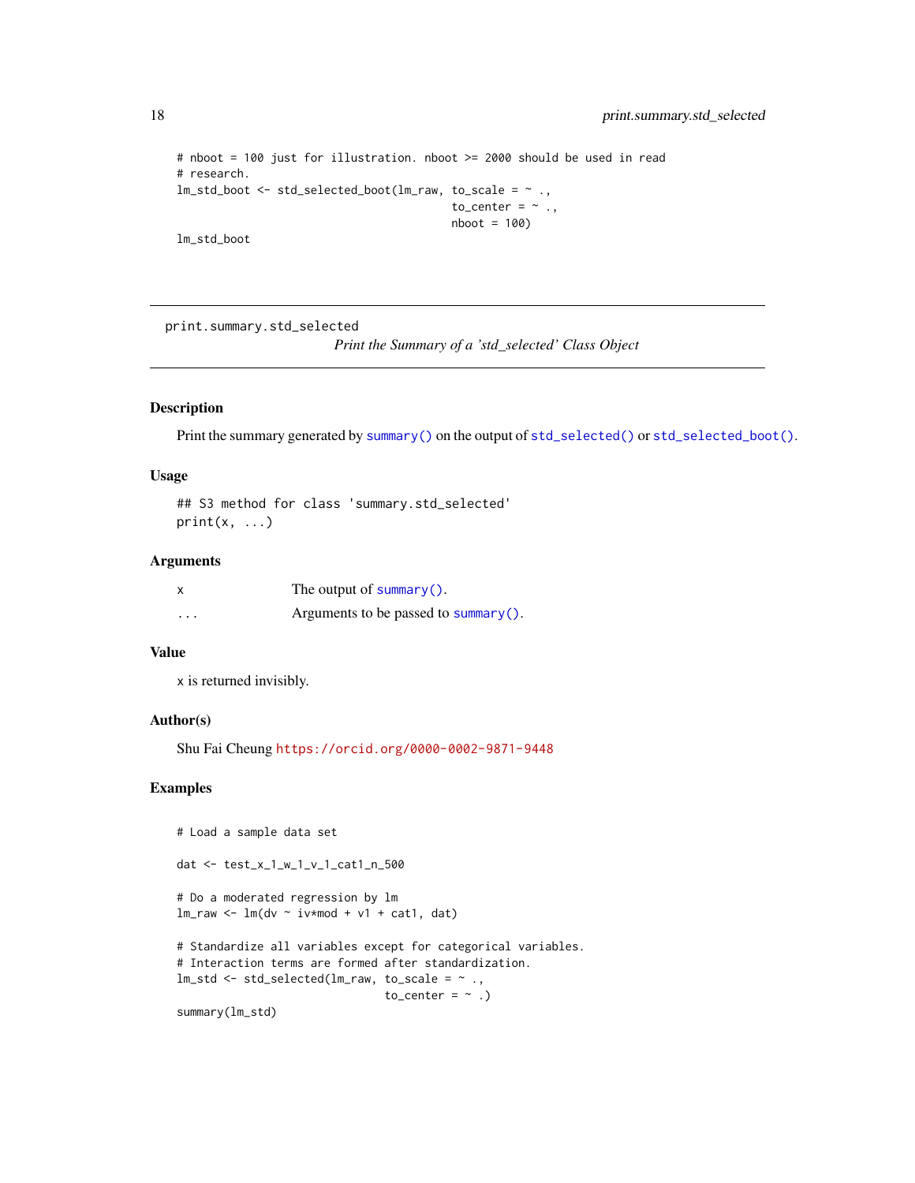```
# nboot = 100 just for illustration. nboot >= 2000 should be used in read
# research.
lm_std_boot <- std_selected_boot(lm_raw, to_scale = ~ .,
                                          to_center = ~ .,
                                          nboot = 100)
lm_std_boot
```

---

print.summary.std_selected

*Print the Summary of a 'std_selected' Class Object*

---

## Description

Print the summary generated by `summary()` on the output of `std_selected()` or `std_selected_boot()`.

## Usage

```
## S3 method for class 'summary.std_selected'
print(x, ...)
```

## Arguments

| | |
|---|---|
| x | The output of `summary()`. |
| ... | Arguments to be passed to `summary()`. |

## Value

x is returned invisibly.

## Author(s)

Shu Fai Cheung https://orcid.org/0000-0002-9871-9448

## Examples

```
# Load a sample data set

dat <- test_x_1_w_1_v_1_cat1_n_500

# Do a moderated regression by lm
lm_raw <- lm(dv ~ iv*mod + v1 + cat1, dat)

# Standardize all variables except for categorical variables.
# Interaction terms are formed after standardization.
lm_std <- std_selected(lm_raw, to_scale = ~ .,
                               to_center = ~ .)
summary(lm_std)
```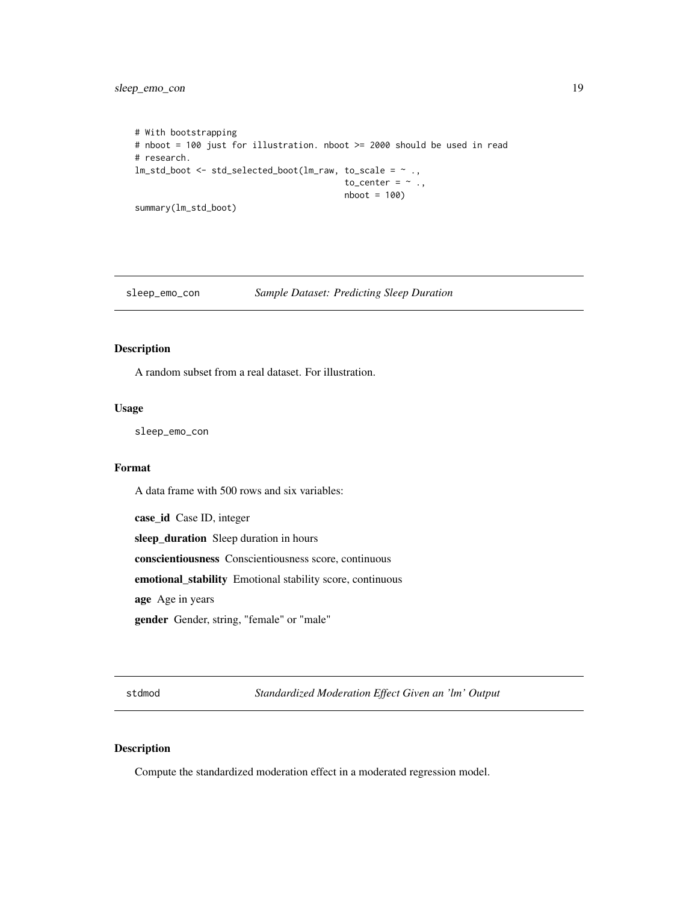```
# With bootstrapping
# nboot = 100 just for illustration. nboot >= 2000 should be used in read
# research.
lm_std_boot <- std_selected_boot(lm_raw, to_scale = ~ .,
                                          to_center = ~ .,
                                          nboot = 100)
summary(lm_std_boot)
```

## sleep_emo_con — *Sample Dataset: Predicting Sleep Duration*

### Description

A random subset from a real dataset. For illustration.

### Usage

```
sleep_emo_con
```

### Format

A data frame with 500 rows and six variables:

**case_id** Case ID, integer

**sleep_duration** Sleep duration in hours

**conscientiousness** Conscientiousness score, continuous

**emotional_stability** Emotional stability score, continuous

**age** Age in years

**gender** Gender, string, "female" or "male"

## stdmod — *Standardized Moderation Effect Given an 'lm' Output*

### Description

Compute the standardized moderation effect in a moderated regression model.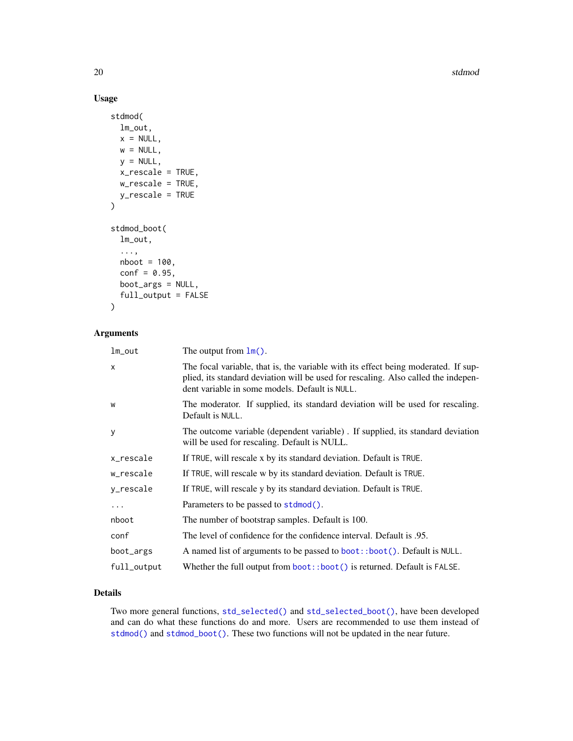## Usage

```
stdmod(
  lm_out,
  x = NULL,
  w = NULL,
  y = NULL,
  x_rescale = TRUE,
  w_rescale = TRUE,
  y_rescale = TRUE
)

stdmod_boot(
  lm_out,
  ...,
  nboot = 100,
  conf = 0.95,
  boot_args = NULL,
  full_output = FALSE
)
```

## Arguments

| | |
|---|---|
| `lm_out` | The output from `lm()`. |
| `x` | The focal variable, that is, the variable with its effect being moderated. If supplied, its standard deviation will be used for rescaling. Also called the independent variable in some models. Default is `NULL`. |
| `w` | The moderator. If supplied, its standard deviation will be used for rescaling. Default is `NULL`. |
| `y` | The outcome variable (dependent variable) . If supplied, its standard deviation will be used for rescaling. Default is NULL. |
| `x_rescale` | If `TRUE`, will rescale x by its standard deviation. Default is `TRUE`. |
| `w_rescale` | If `TRUE`, will rescale w by its standard deviation. Default is `TRUE`. |
| `y_rescale` | If `TRUE`, will rescale y by its standard deviation. Default is `TRUE`. |
| `...` | Parameters to be passed to `stdmod()`. |
| `nboot` | The number of bootstrap samples. Default is 100. |
| `conf` | The level of confidence for the confidence interval. Default is .95. |
| `boot_args` | A named list of arguments to be passed to `boot::boot()`. Default is `NULL`. |
| `full_output` | Whether the full output from `boot::boot()` is returned. Default is `FALSE`. |

## Details

Two more general functions, `std_selected()` and `std_selected_boot()`, have been developed and can do what these functions do and more. Users are recommended to use them instead of `stdmod()` and `stdmod_boot()`. These two functions will not be updated in the near future.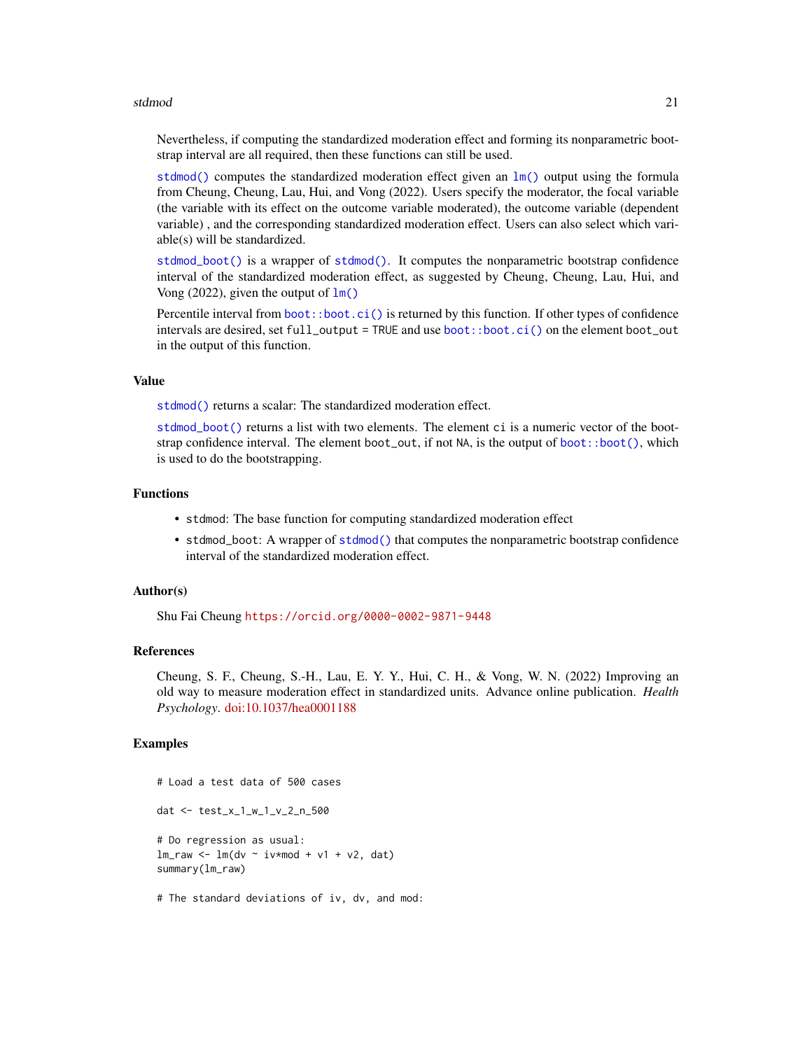Nevertheless, if computing the standardized moderation effect and forming its nonparametric bootstrap interval are all required, then these functions can still be used.

`stdmod()` computes the standardized moderation effect given an `lm()` output using the formula from Cheung, Cheung, Lau, Hui, and Vong (2022). Users specify the moderator, the focal variable (the variable with its effect on the outcome variable moderated), the outcome variable (dependent variable) , and the corresponding standardized moderation effect. Users can also select which variable(s) will be standardized.

`stdmod_boot()` is a wrapper of `stdmod()`. It computes the nonparametric bootstrap confidence interval of the standardized moderation effect, as suggested by Cheung, Cheung, Lau, Hui, and Vong (2022), given the output of `lm()`

Percentile interval from `boot::boot.ci()` is returned by this function. If other types of confidence intervals are desired, set `full_output = TRUE` and use `boot::boot.ci()` on the element `boot_out` in the output of this function.

## Value

`stdmod()` returns a scalar: The standardized moderation effect.

`stdmod_boot()` returns a list with two elements. The element `ci` is a numeric vector of the bootstrap confidence interval. The element `boot_out`, if not `NA`, is the output of `boot::boot()`, which is used to do the bootstrapping.

## Functions

- `stdmod`: The base function for computing standardized moderation effect
- `stdmod_boot`: A wrapper of `stdmod()` that computes the nonparametric bootstrap confidence interval of the standardized moderation effect.

## Author(s)

Shu Fai Cheung https://orcid.org/0000-0002-9871-9448

## References

Cheung, S. F., Cheung, S.-H., Lau, E. Y. Y., Hui, C. H., & Vong, W. N. (2022) Improving an old way to measure moderation effect in standardized units. Advance online publication. *Health Psychology*. doi:10.1037/hea0001188

## Examples

```
# Load a test data of 500 cases

dat <- test_x_1_w_1_v_2_n_500

# Do regression as usual:
lm_raw <- lm(dv ~ iv*mod + v1 + v2, dat)
summary(lm_raw)

# The standard deviations of iv, dv, and mod:
```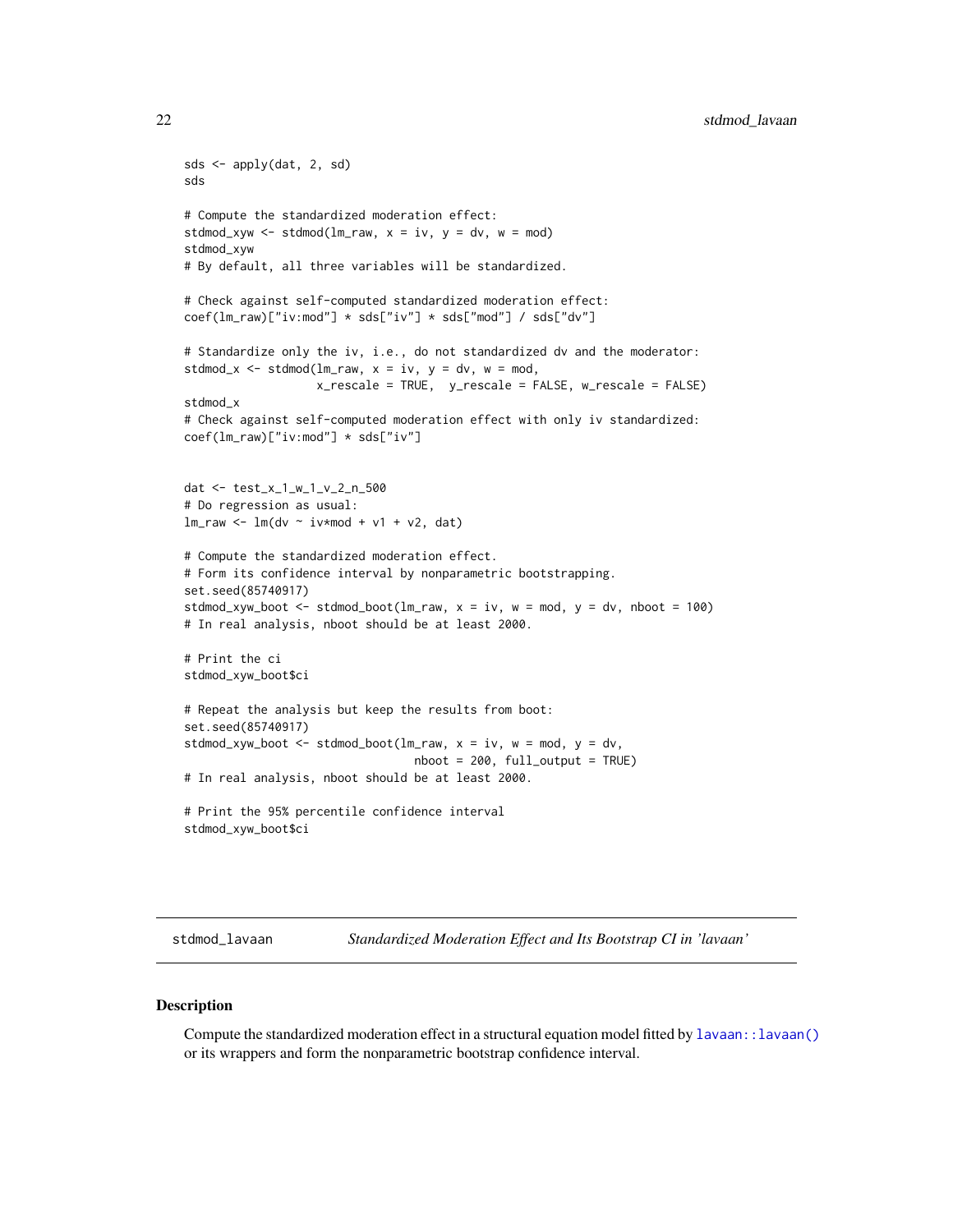```
sds <- apply(dat, 2, sd)
sds

# Compute the standardized moderation effect:
stdmod_xyw <- stdmod(lm_raw, x = iv, y = dv, w = mod)
stdmod_xyw
# By default, all three variables will be standardized.

# Check against self-computed standardized moderation effect:
coef(lm_raw)["iv:mod"] * sds["iv"] * sds["mod"] / sds["dv"]

# Standardize only the iv, i.e., do not standardized dv and the moderator:
stdmod_x <- stdmod(lm_raw, x = iv, y = dv, w = mod,
                   x_rescale = TRUE,  y_rescale = FALSE, w_rescale = FALSE)
stdmod_x
# Check against self-computed moderation effect with only iv standardized:
coef(lm_raw)["iv:mod"] * sds["iv"]


dat <- test_x_1_w_1_v_2_n_500
# Do regression as usual:
lm_raw <- lm(dv ~ iv*mod + v1 + v2, dat)

# Compute the standardized moderation effect.
# Form its confidence interval by nonparametric bootstrapping.
set.seed(85740917)
stdmod_xyw_boot <- stdmod_boot(lm_raw, x = iv, w = mod, y = dv, nboot = 100)
# In real analysis, nboot should be at least 2000.

# Print the ci
stdmod_xyw_boot$ci

# Repeat the analysis but keep the results from boot:
set.seed(85740917)
stdmod_xyw_boot <- stdmod_boot(lm_raw, x = iv, w = mod, y = dv,
                               nboot = 200, full_output = TRUE)
# In real analysis, nboot should be at least 2000.

# Print the 95% percentile confidence interval
stdmod_xyw_boot$ci
```

## stdmod_lavaan — *Standardized Moderation Effect and Its Bootstrap CI in 'lavaan'*

### Description

Compute the standardized moderation effect in a structural equation model fitted by `lavaan::lavaan()` or its wrappers and form the nonparametric bootstrap confidence interval.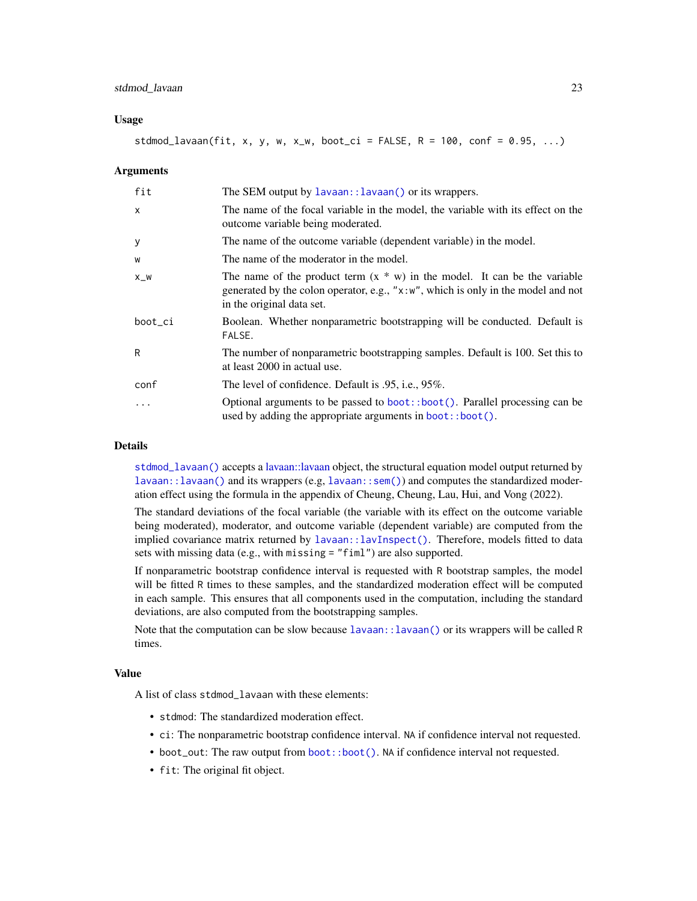### Usage

```
stdmod_lavaan(fit, x, y, w, x_w, boot_ci = FALSE, R = 100, conf = 0.95, ...)
```

### Arguments

| | |
|---|---|
| fit | The SEM output by lavaan::lavaan() or its wrappers. |
| x | The name of the focal variable in the model, the variable with its effect on the outcome variable being moderated. |
| y | The name of the outcome variable (dependent variable) in the model. |
| w | The name of the moderator in the model. |
| x_w | The name of the product term (x * w) in the model. It can be the variable generated by the colon operator, e.g., "x:w", which is only in the model and not in the original data set. |
| boot_ci | Boolean. Whether nonparametric bootstrapping will be conducted. Default is FALSE. |
| R | The number of nonparametric bootstrapping samples. Default is 100. Set this to at least 2000 in actual use. |
| conf | The level of confidence. Default is .95, i.e., 95%. |
| ... | Optional arguments to be passed to boot::boot(). Parallel processing can be used by adding the appropriate arguments in boot::boot(). |

### Details

stdmod_lavaan() accepts a lavaan::lavaan object, the structural equation model output returned by lavaan::lavaan() and its wrappers (e.g, lavaan::sem()) and computes the standardized moderation effect using the formula in the appendix of Cheung, Cheung, Lau, Hui, and Vong (2022).

The standard deviations of the focal variable (the variable with its effect on the outcome variable being moderated), moderator, and outcome variable (dependent variable) are computed from the implied covariance matrix returned by lavaan::lavInspect(). Therefore, models fitted to data sets with missing data (e.g., with missing = "fiml") are also supported.

If nonparametric bootstrap confidence interval is requested with R bootstrap samples, the model will be fitted R times to these samples, and the standardized moderation effect will be computed in each sample. This ensures that all components used in the computation, including the standard deviations, are also computed from the bootstrapping samples.

Note that the computation can be slow because lavaan::lavaan() or its wrappers will be called R times.

### Value

A list of class stdmod_lavaan with these elements:

- stdmod: The standardized moderation effect.
- ci: The nonparametric bootstrap confidence interval. NA if confidence interval not requested.
- boot_out: The raw output from boot::boot(). NA if confidence interval not requested.
- fit: The original fit object.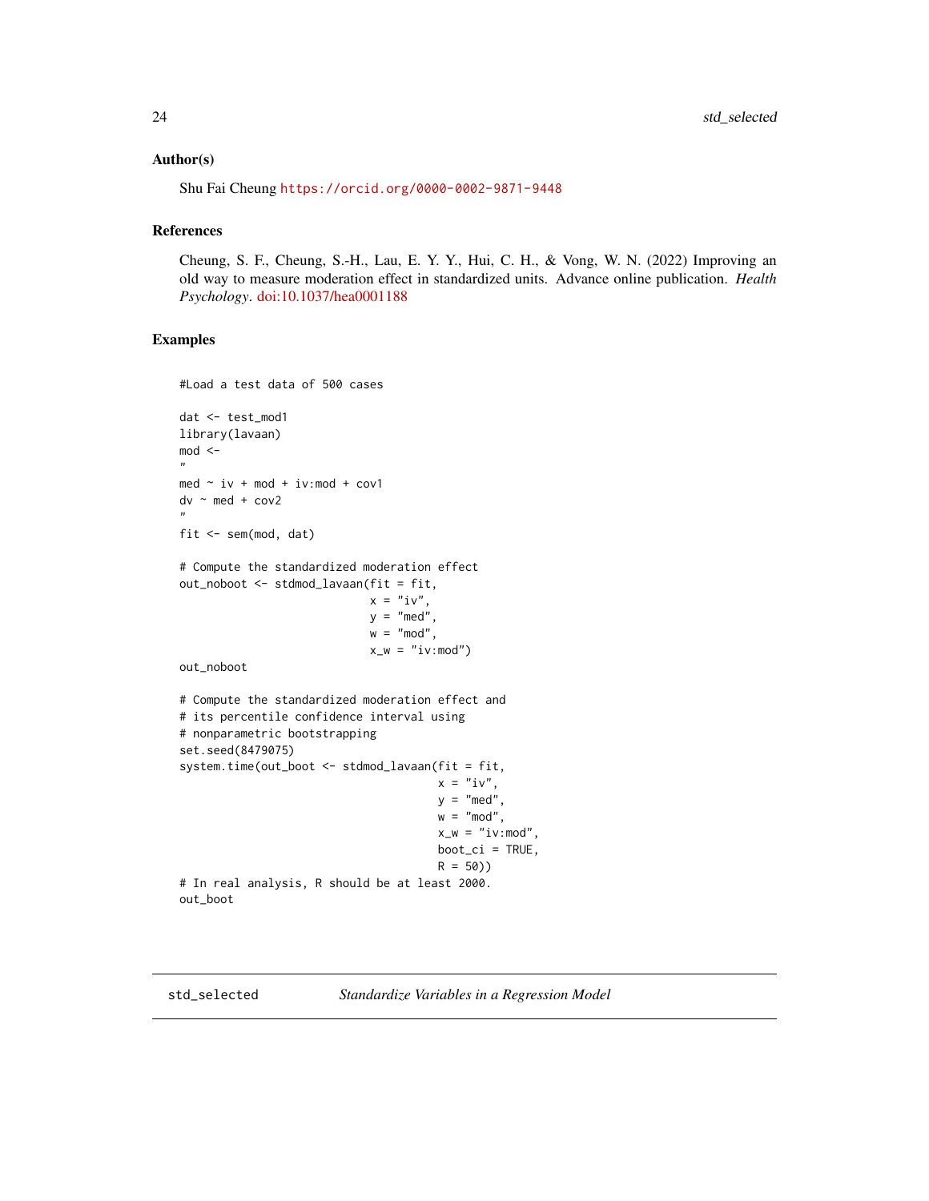### Author(s)

Shu Fai Cheung https://orcid.org/0000-0002-9871-9448

### References

Cheung, S. F., Cheung, S.-H., Lau, E. Y. Y., Hui, C. H., & Vong, W. N. (2022) Improving an old way to measure moderation effect in standardized units. Advance online publication. *Health Psychology*. doi:10.1037/hea0001188

### Examples

```
#Load a test data of 500 cases

dat <- test_mod1
library(lavaan)
mod <-
"
med ~ iv + mod + iv:mod + cov1
dv ~ med + cov2
"
fit <- sem(mod, dat)

# Compute the standardized moderation effect
out_noboot <- stdmod_lavaan(fit = fit,
                            x = "iv",
                            y = "med",
                            w = "mod",
                            x_w = "iv:mod")
out_noboot

# Compute the standardized moderation effect and
# its percentile confidence interval using
# nonparametric bootstrapping
set.seed(8479075)
system.time(out_boot <- stdmod_lavaan(fit = fit,
                                      x = "iv",
                                      y = "med",
                                      w = "mod",
                                      x_w = "iv:mod",
                                      boot_ci = TRUE,
                                      R = 50))
# In real analysis, R should be at least 2000.
out_boot
```

---

## std_selected *Standardize Variables in a Regression Model*

---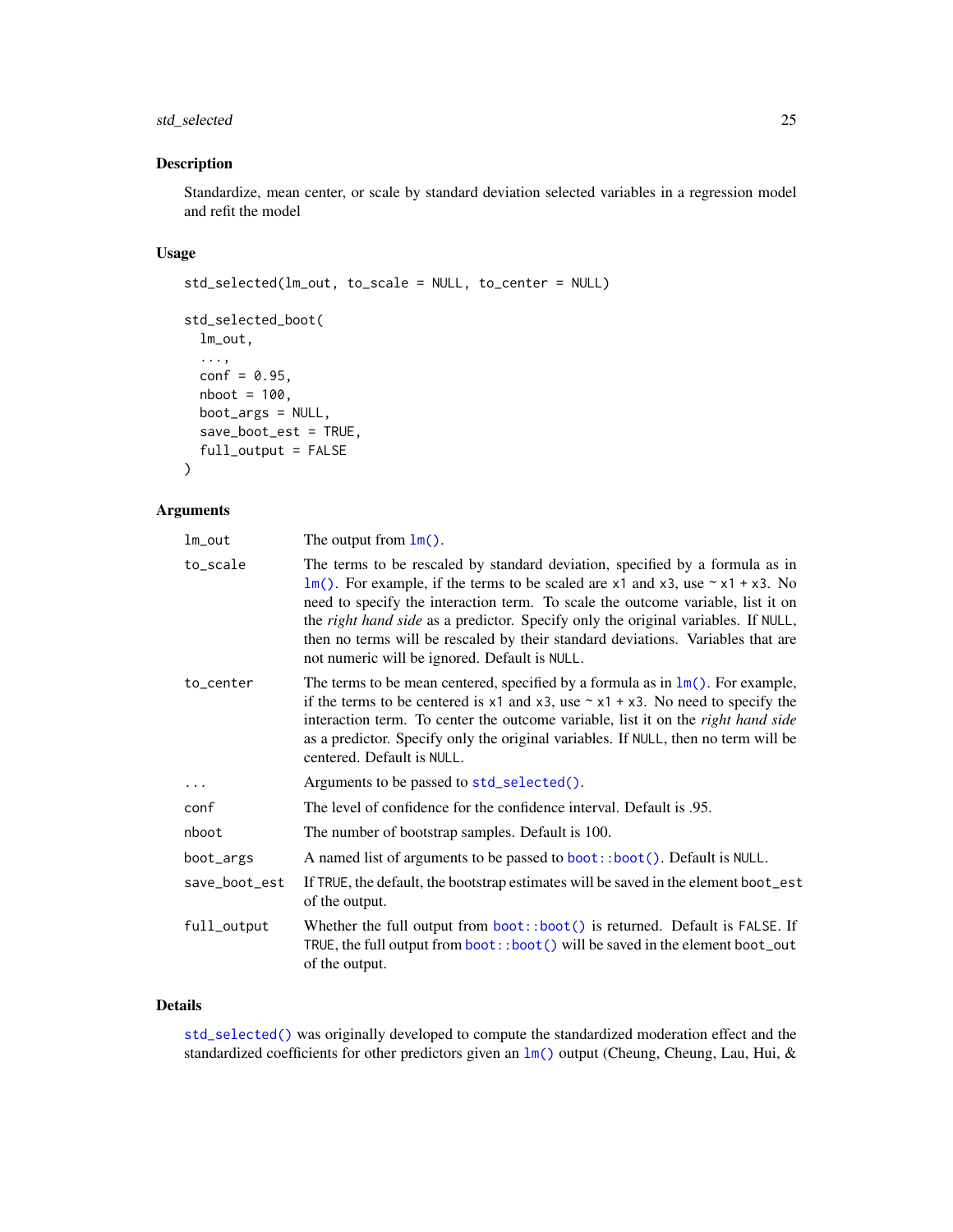## Description

Standardize, mean center, or scale by standard deviation selected variables in a regression model and refit the model

## Usage

```
std_selected(lm_out, to_scale = NULL, to_center = NULL)

std_selected_boot(
  lm_out,
  ...,
  conf = 0.95,
  nboot = 100,
  boot_args = NULL,
  save_boot_est = TRUE,
  full_output = FALSE
)
```

## Arguments

| | |
|---|---|
| lm_out | The output from `lm()`. |
| to_scale | The terms to be rescaled by standard deviation, specified by a formula as in `lm()`. For example, if the terms to be scaled are `x1` and `x3`, use `~ x1 + x3`. No need to specify the interaction term. To scale the outcome variable, list it on the *right hand side* as a predictor. Specify only the original variables. If `NULL`, then no terms will be rescaled by their standard deviations. Variables that are not numeric will be ignored. Default is `NULL`. |
| to_center | The terms to be mean centered, specified by a formula as in `lm()`. For example, if the terms to be centered is `x1` and `x3`, use `~ x1 + x3`. No need to specify the interaction term. To center the outcome variable, list it on the *right hand side* as a predictor. Specify only the original variables. If `NULL`, then no term will be centered. Default is `NULL`. |
| ... | Arguments to be passed to `std_selected()`. |
| conf | The level of confidence for the confidence interval. Default is .95. |
| nboot | The number of bootstrap samples. Default is 100. |
| boot_args | A named list of arguments to be passed to `boot::boot()`. Default is `NULL`. |
| save_boot_est | If `TRUE`, the default, the bootstrap estimates will be saved in the element `boot_est` of the output. |
| full_output | Whether the full output from `boot::boot()` is returned. Default is `FALSE`. If `TRUE`, the full output from `boot::boot()` will be saved in the element `boot_out` of the output. |

## Details

`std_selected()` was originally developed to compute the standardized moderation effect and the standardized coefficients for other predictors given an `lm()` output (Cheung, Cheung, Lau, Hui, &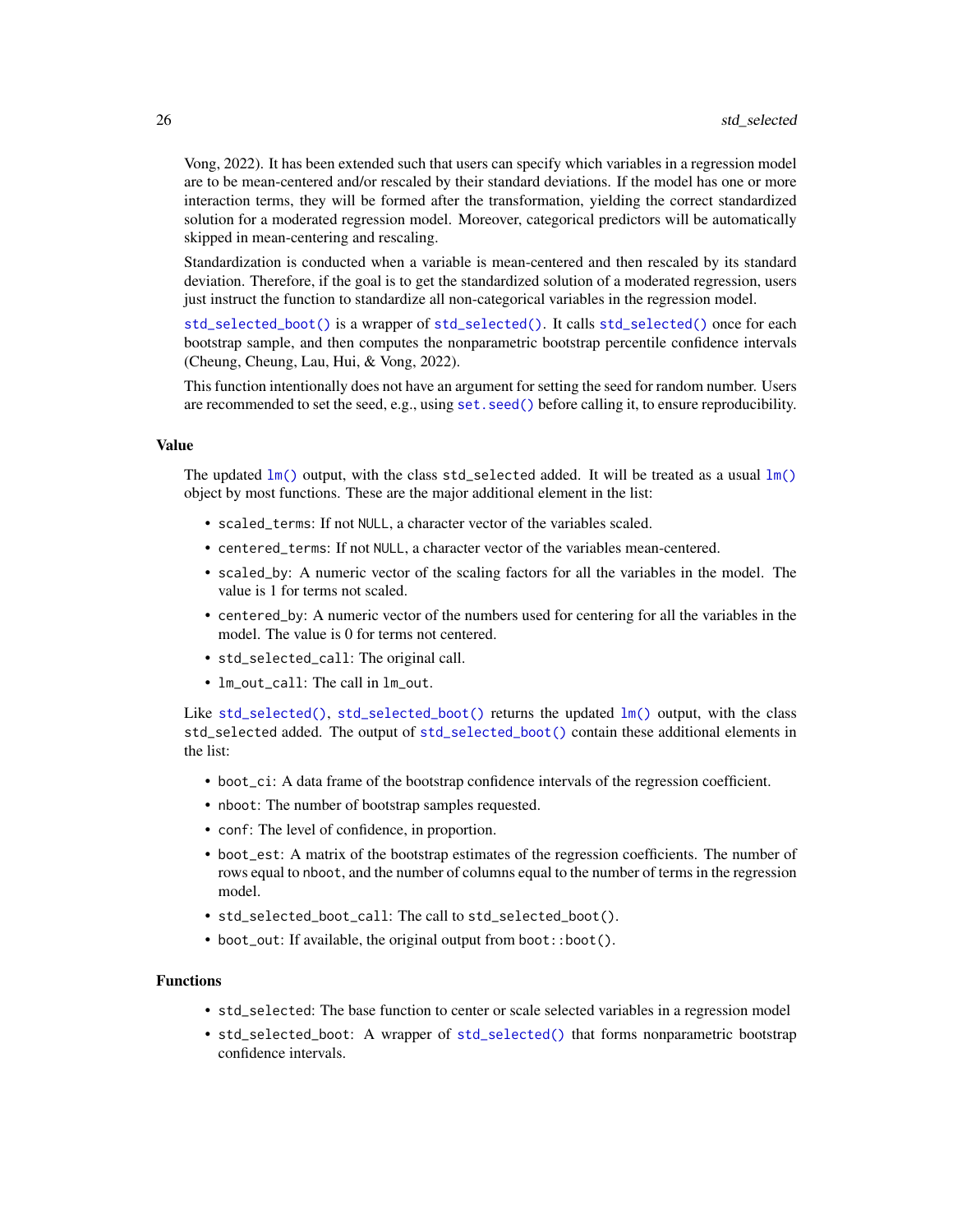Vong, 2022). It has been extended such that users can specify which variables in a regression model are to be mean-centered and/or rescaled by their standard deviations. If the model has one or more interaction terms, they will be formed after the transformation, yielding the correct standardized solution for a moderated regression model. Moreover, categorical predictors will be automatically skipped in mean-centering and rescaling.

Standardization is conducted when a variable is mean-centered and then rescaled by its standard deviation. Therefore, if the goal is to get the standardized solution of a moderated regression, users just instruct the function to standardize all non-categorical variables in the regression model.

`std_selected_boot()` is a wrapper of `std_selected()`. It calls `std_selected()` once for each bootstrap sample, and then computes the nonparametric bootstrap percentile confidence intervals (Cheung, Cheung, Lau, Hui, & Vong, 2022).

This function intentionally does not have an argument for setting the seed for random number. Users are recommended to set the seed, e.g., using `set.seed()` before calling it, to ensure reproducibility.

### Value

The updated `lm()` output, with the class `std_selected` added. It will be treated as a usual `lm()` object by most functions. These are the major additional element in the list:

- `scaled_terms`: If not `NULL`, a character vector of the variables scaled.
- `centered_terms`: If not `NULL`, a character vector of the variables mean-centered.
- `scaled_by`: A numeric vector of the scaling factors for all the variables in the model. The value is 1 for terms not scaled.
- `centered_by`: A numeric vector of the numbers used for centering for all the variables in the model. The value is 0 for terms not centered.
- `std_selected_call`: The original call.
- `lm_out_call`: The call in `lm_out`.

Like `std_selected()`, `std_selected_boot()` returns the updated `lm()` output, with the class `std_selected` added. The output of `std_selected_boot()` contain these additional elements in the list:

- `boot_ci`: A data frame of the bootstrap confidence intervals of the regression coefficient.
- `nboot`: The number of bootstrap samples requested.
- `conf`: The level of confidence, in proportion.
- `boot_est`: A matrix of the bootstrap estimates of the regression coefficients. The number of rows equal to `nboot`, and the number of columns equal to the number of terms in the regression model.
- `std_selected_boot_call`: The call to `std_selected_boot()`.
- `boot_out`: If available, the original output from `boot::boot()`.

### Functions

- `std_selected`: The base function to center or scale selected variables in a regression model
- `std_selected_boot`: A wrapper of `std_selected()` that forms nonparametric bootstrap confidence intervals.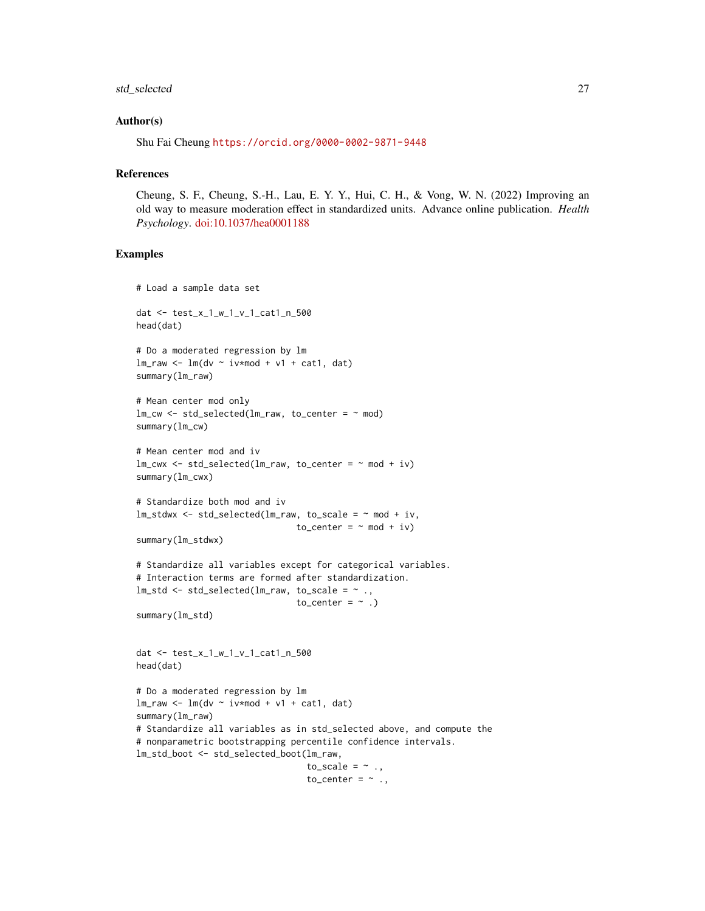## Author(s)

Shu Fai Cheung https://orcid.org/0000-0002-9871-9448

## References

Cheung, S. F., Cheung, S.-H., Lau, E. Y. Y., Hui, C. H., & Vong, W. N. (2022) Improving an old way to measure moderation effect in standardized units. Advance online publication. *Health Psychology*. doi:10.1037/hea0001188

## Examples

```
# Load a sample data set

dat <- test_x_1_w_1_v_1_cat1_n_500
head(dat)

# Do a moderated regression by lm
lm_raw <- lm(dv ~ iv*mod + v1 + cat1, dat)
summary(lm_raw)

# Mean center mod only
lm_cw <- std_selected(lm_raw, to_center = ~ mod)
summary(lm_cw)

# Mean center mod and iv
lm_cwx <- std_selected(lm_raw, to_center = ~ mod + iv)
summary(lm_cwx)

# Standardize both mod and iv
lm_stdwx <- std_selected(lm_raw, to_scale = ~ mod + iv,
                               to_center = ~ mod + iv)
summary(lm_stdwx)

# Standardize all variables except for categorical variables.
# Interaction terms are formed after standardization.
lm_std <- std_selected(lm_raw, to_scale = ~ .,
                               to_center = ~ .)
summary(lm_std)


dat <- test_x_1_w_1_v_1_cat1_n_500
head(dat)

# Do a moderated regression by lm
lm_raw <- lm(dv ~ iv*mod + v1 + cat1, dat)
summary(lm_raw)
# Standardize all variables as in std_selected above, and compute the
# nonparametric bootstrapping percentile confidence intervals.
lm_std_boot <- std_selected_boot(lm_raw,
                                 to_scale = ~ .,
                                 to_center = ~ .,
```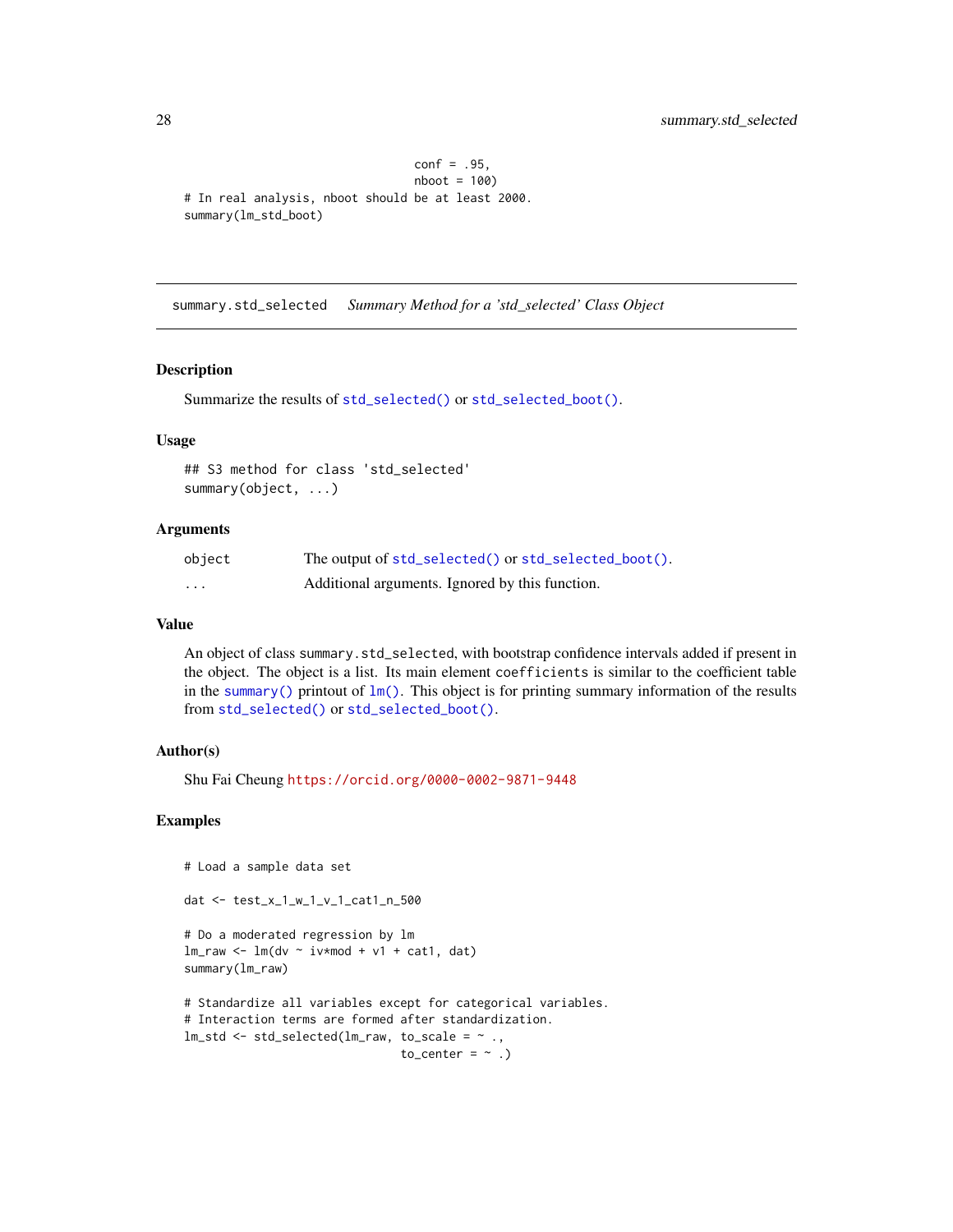```
                                    conf = .95,
                                    nboot = 100)
# In real analysis, nboot should be at least 2000.
summary(lm_std_boot)
```

## summary.std_selected *Summary Method for a 'std_selected' Class Object*

### Description

Summarize the results of `std_selected()` or `std_selected_boot()`.

### Usage

```
## S3 method for class 'std_selected'
summary(object, ...)
```

### Arguments

| | |
|---|---|
| `object` | The output of `std_selected()` or `std_selected_boot()`. |
| `...` | Additional arguments. Ignored by this function. |

### Value

An object of class `summary.std_selected`, with bootstrap confidence intervals added if present in the object. The object is a list. Its main element `coefficients` is similar to the coefficient table in the `summary()` printout of `lm()`. This object is for printing summary information of the results from `std_selected()` or `std_selected_boot()`.

### Author(s)

Shu Fai Cheung https://orcid.org/0000-0002-9871-9448

### Examples

```
# Load a sample data set

dat <- test_x_1_w_1_v_1_cat1_n_500

# Do a moderated regression by lm
lm_raw <- lm(dv ~ iv*mod + v1 + cat1, dat)
summary(lm_raw)

# Standardize all variables except for categorical variables.
# Interaction terms are formed after standardization.
lm_std <- std_selected(lm_raw, to_scale = ~ .,
                               to_center = ~ .)
```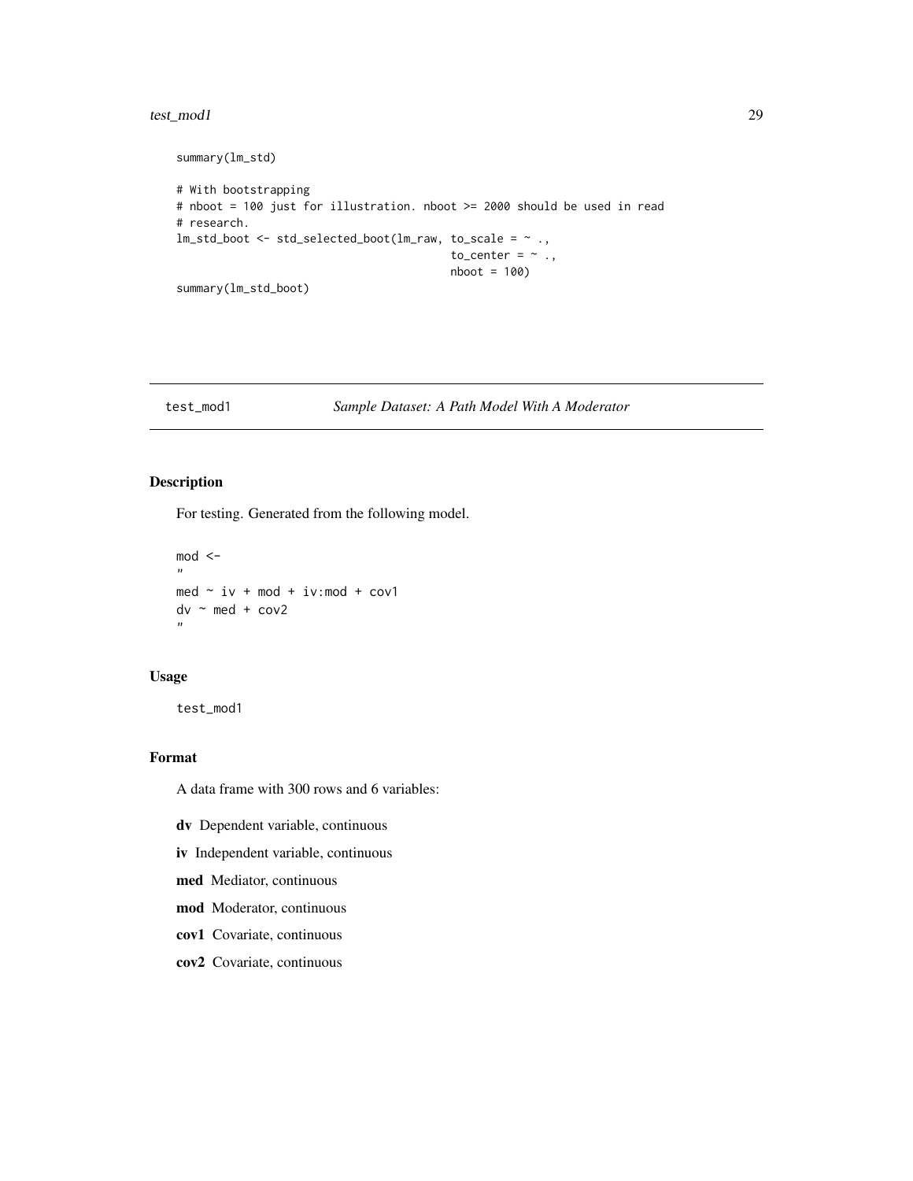```
summary(lm_std)

# With bootstrapping
# nboot = 100 just for illustration. nboot >= 2000 should be used in read
# research.
lm_std_boot <- std_selected_boot(lm_raw, to_scale = ~ .,
                                         to_center = ~ .,
                                         nboot = 100)
summary(lm_std_boot)
```

## test_mod1 *Sample Dataset: A Path Model With A Moderator*

### Description

For testing. Generated from the following model.

```
mod <-
"
med ~ iv + mod + iv:mod + cov1
dv ~ med + cov2
"
```

### Usage

```
test_mod1
```

### Format

A data frame with 300 rows and 6 variables:

**dv** Dependent variable, continuous

**iv** Independent variable, continuous

**med** Mediator, continuous

**mod** Moderator, continuous

**cov1** Covariate, continuous

**cov2** Covariate, continuous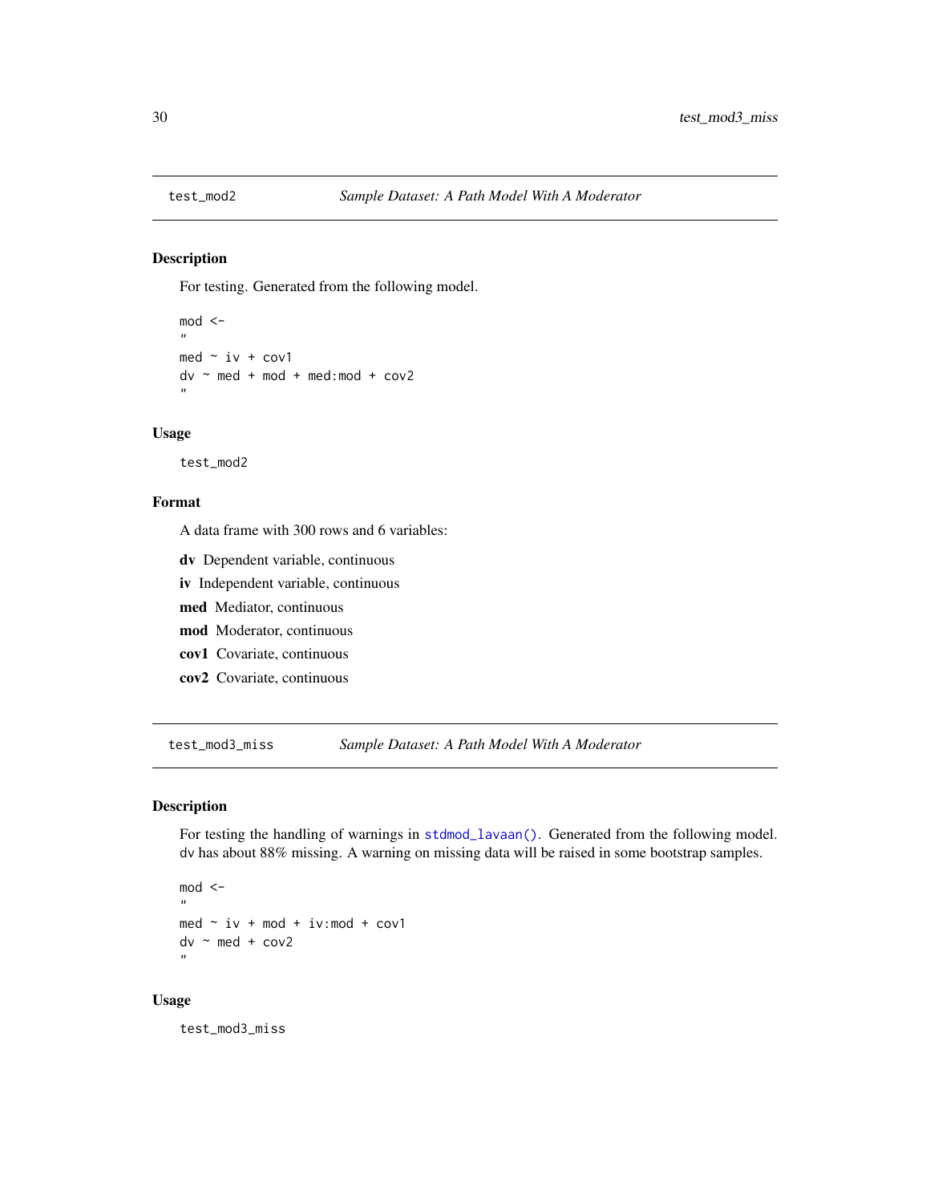## test_mod2 — *Sample Dataset: A Path Model With A Moderator*

### Description

For testing. Generated from the following model.

```
mod <-
"
med ~ iv + cov1
dv ~ med + mod + med:mod + cov2
"
```

### Usage

```
test_mod2
```

### Format

A data frame with 300 rows and 6 variables:

**dv** Dependent variable, continuous

**iv** Independent variable, continuous

**med** Mediator, continuous

**mod** Moderator, continuous

**cov1** Covariate, continuous

**cov2** Covariate, continuous

## test_mod3_miss — *Sample Dataset: A Path Model With A Moderator*

### Description

For testing the handling of warnings in `stdmod_lavaan()`. Generated from the following model. dv has about 88% missing. A warning on missing data will be raised in some bootstrap samples.

```
mod <-
"
med ~ iv + mod + iv:mod + cov1
dv ~ med + cov2
"
```

### Usage

```
test_mod3_miss
```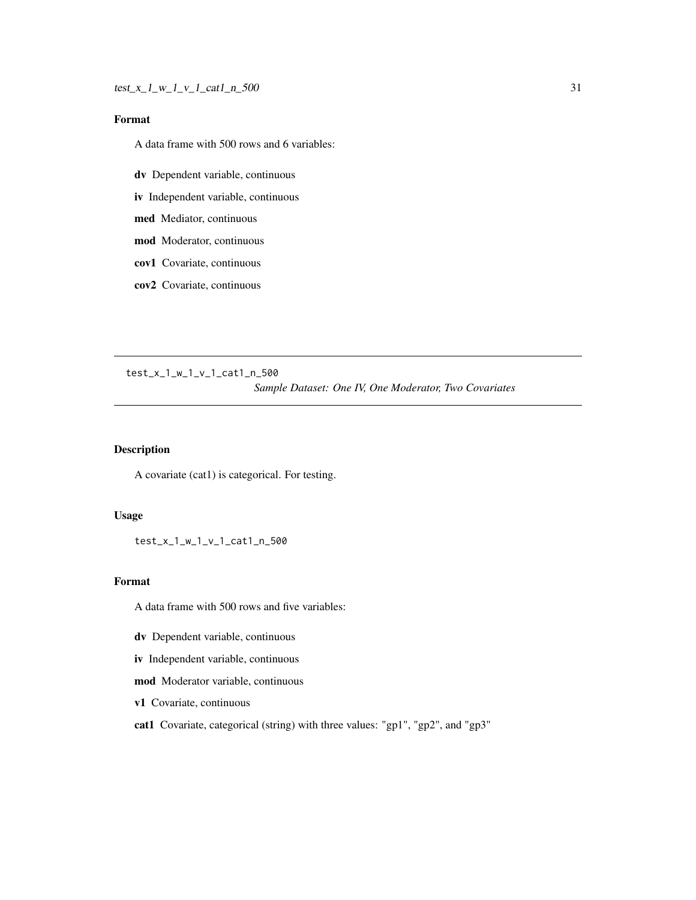## Format

A data frame with 500 rows and 6 variables:

**dv** Dependent variable, continuous

**iv** Independent variable, continuous

**med** Mediator, continuous

**mod** Moderator, continuous

**cov1** Covariate, continuous

**cov2** Covariate, continuous

---

# test_x_1_w_1_v_1_cat1_n_500 *Sample Dataset: One IV, One Moderator, Two Covariates*

## Description

A covariate (cat1) is categorical. For testing.

## Usage

```
test_x_1_w_1_v_1_cat1_n_500
```

## Format

A data frame with 500 rows and five variables:

**dv** Dependent variable, continuous

**iv** Independent variable, continuous

**mod** Moderator variable, continuous

**v1** Covariate, continuous

**cat1** Covariate, categorical (string) with three values: "gp1", "gp2", and "gp3"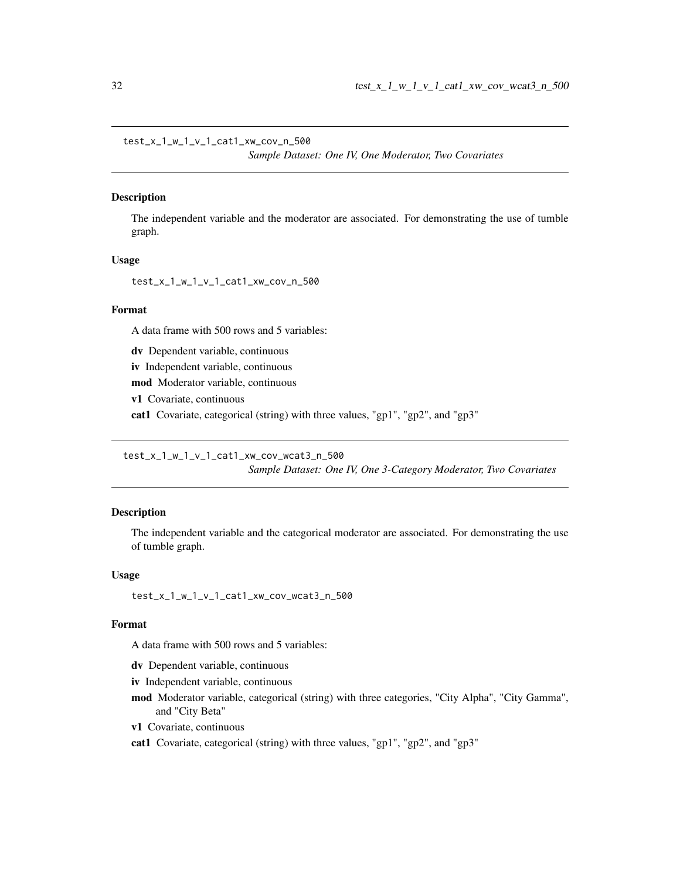## test_x_1_w_1_v_1_cat1_xw_cov_n_500

*Sample Dataset: One IV, One Moderator, Two Covariates*

### Description

The independent variable and the moderator are associated. For demonstrating the use of tumble graph.

### Usage

```
test_x_1_w_1_v_1_cat1_xw_cov_n_500
```

### Format

A data frame with 500 rows and 5 variables:

- **dv** Dependent variable, continuous
- **iv** Independent variable, continuous
- **mod** Moderator variable, continuous
- **v1** Covariate, continuous
- **cat1** Covariate, categorical (string) with three values, "gp1", "gp2", and "gp3"

## test_x_1_w_1_v_1_cat1_xw_cov_wcat3_n_500

*Sample Dataset: One IV, One 3-Category Moderator, Two Covariates*

### Description

The independent variable and the categorical moderator are associated. For demonstrating the use of tumble graph.

### Usage

```
test_x_1_w_1_v_1_cat1_xw_cov_wcat3_n_500
```

### Format

A data frame with 500 rows and 5 variables:

- **dv** Dependent variable, continuous
- **iv** Independent variable, continuous
- **mod** Moderator variable, categorical (string) with three categories, "City Alpha", "City Gamma", and "City Beta"
- **v1** Covariate, continuous
- **cat1** Covariate, categorical (string) with three values, "gp1", "gp2", and "gp3"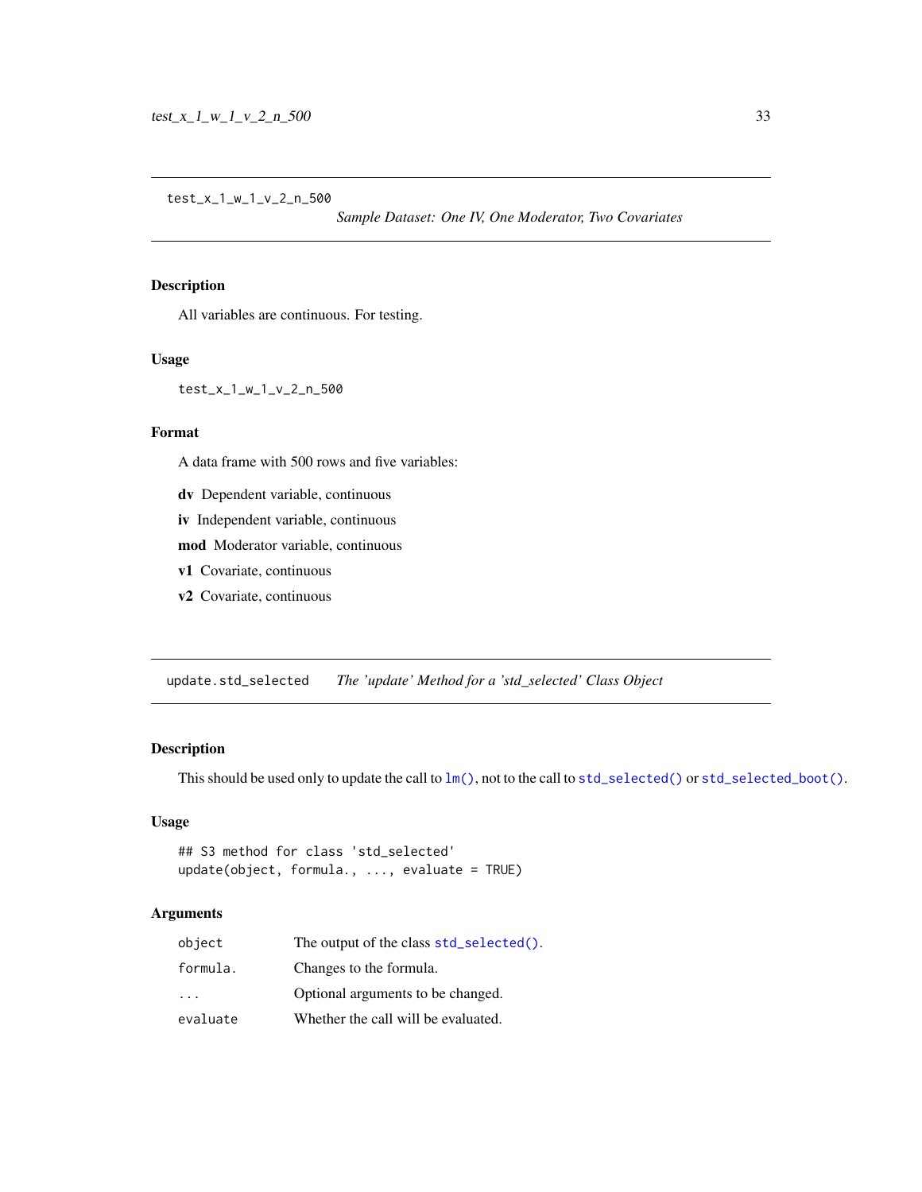## test_x_1_w_1_v_2_n_500 — *Sample Dataset: One IV, One Moderator, Two Covariates*

### Description

All variables are continuous. For testing.

### Usage

```
test_x_1_w_1_v_2_n_500
```

### Format

A data frame with 500 rows and five variables:

- **dv** Dependent variable, continuous
- **iv** Independent variable, continuous
- **mod** Moderator variable, continuous
- **v1** Covariate, continuous
- **v2** Covariate, continuous

## update.std_selected — *The 'update' Method for a 'std_selected' Class Object*

### Description

This should be used only to update the call to `lm()`, not to the call to `std_selected()` or `std_selected_boot()`.

### Usage

```
## S3 method for class 'std_selected'
update(object, formula., ..., evaluate = TRUE)
```

### Arguments

| | |
|---|---|
| `object` | The output of the class `std_selected()`. |
| `formula.` | Changes to the formula. |
| `...` | Optional arguments to be changed. |
| `evaluate` | Whether the call will be evaluated. |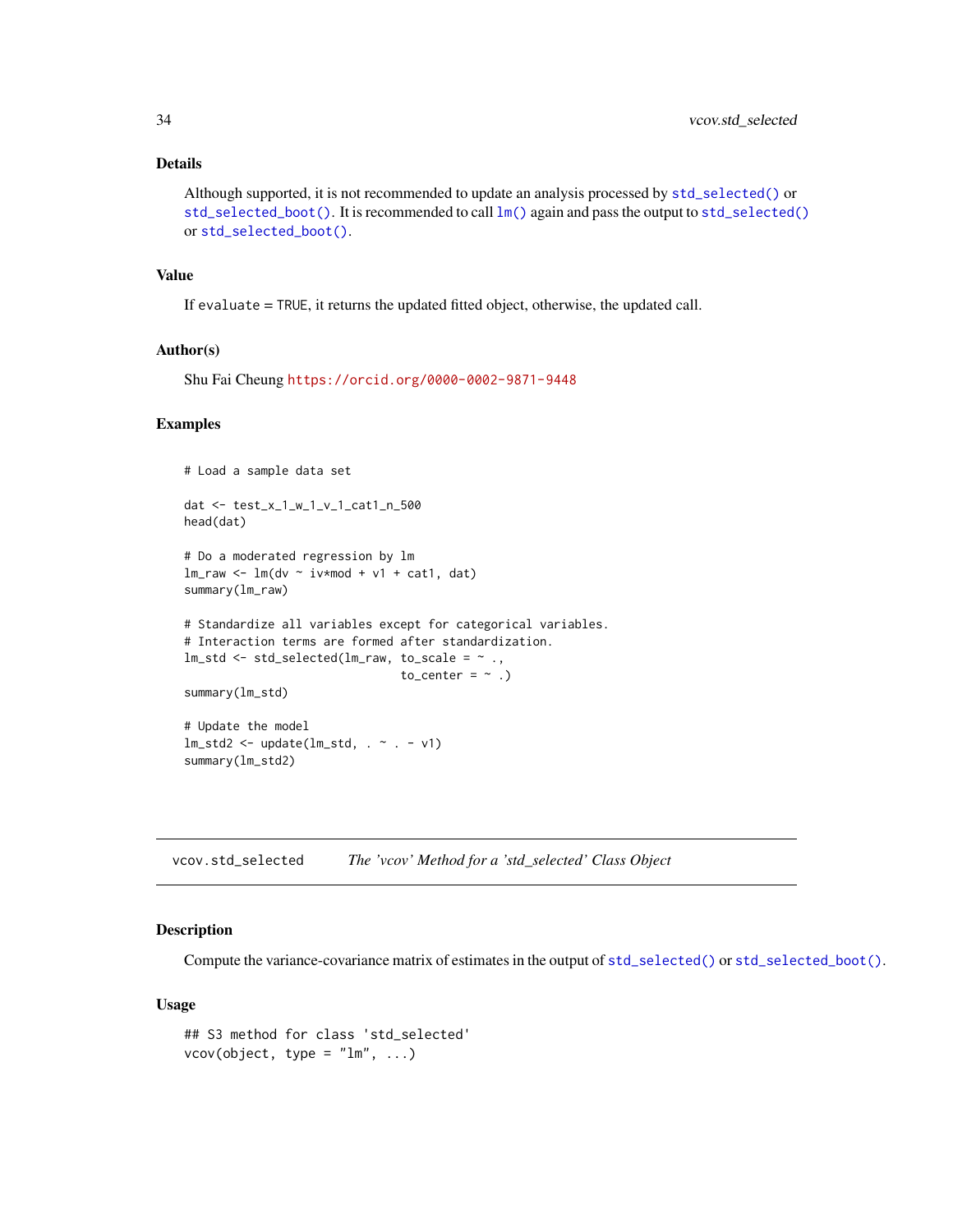### Details

Although supported, it is not recommended to update an analysis processed by `std_selected()` or `std_selected_boot()`. It is recommended to call `lm()` again and pass the output to `std_selected()` or `std_selected_boot()`.

### Value

If `evaluate = TRUE`, it returns the updated fitted object, otherwise, the updated call.

### Author(s)

Shu Fai Cheung https://orcid.org/0000-0002-9871-9448

### Examples

```
# Load a sample data set

dat <- test_x_1_w_1_v_1_cat1_n_500
head(dat)

# Do a moderated regression by lm
lm_raw <- lm(dv ~ iv*mod + v1 + cat1, dat)
summary(lm_raw)

# Standardize all variables except for categorical variables.
# Interaction terms are formed after standardization.
lm_std <- std_selected(lm_raw, to_scale = ~ .,
                               to_center = ~ .)
summary(lm_std)

# Update the model
lm_std2 <- update(lm_std, . ~ . - v1)
summary(lm_std2)
```

---

## vcov.std_selected — *The 'vcov' Method for a 'std_selected' Class Object*

### Description

Compute the variance-covariance matrix of estimates in the output of `std_selected()` or `std_selected_boot()`.

### Usage

```
## S3 method for class 'std_selected'
vcov(object, type = "lm", ...)
```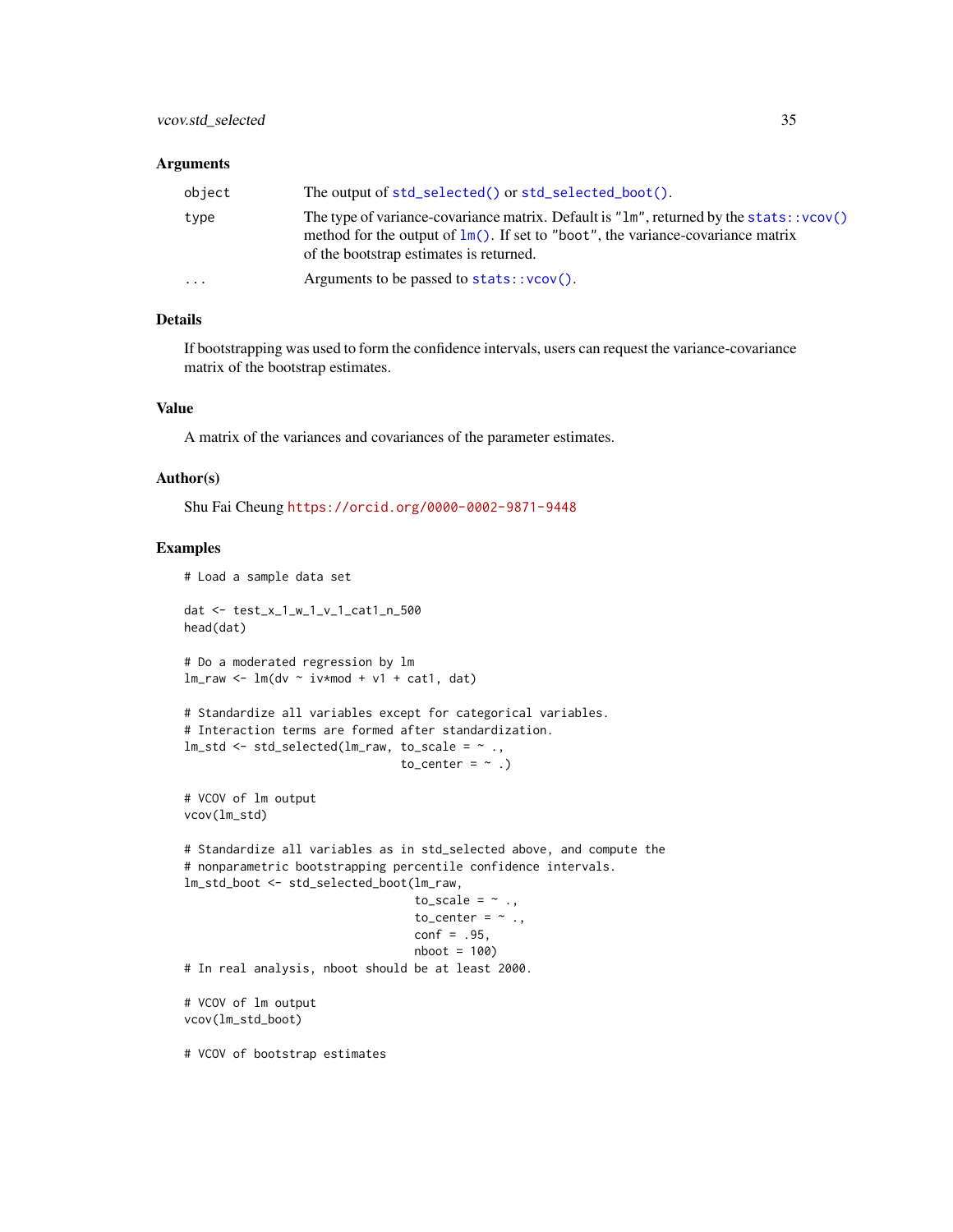### Arguments

| | |
|---|---|
| object | The output of `std_selected()` or `std_selected_boot()`. |
| type | The type of variance-covariance matrix. Default is "lm", returned by the `stats::vcov()` method for the output of `lm()`. If set to "boot", the variance-covariance matrix of the bootstrap estimates is returned. |
| ... | Arguments to be passed to `stats::vcov()`. |

### Details

If bootstrapping was used to form the confidence intervals, users can request the variance-covariance matrix of the bootstrap estimates.

### Value

A matrix of the variances and covariances of the parameter estimates.

### Author(s)

Shu Fai Cheung https://orcid.org/0000-0002-9871-9448

### Examples

```
# Load a sample data set

dat <- test_x_1_w_1_v_1_cat1_n_500
head(dat)

# Do a moderated regression by lm
lm_raw <- lm(dv ~ iv*mod + v1 + cat1, dat)

# Standardize all variables except for categorical variables.
# Interaction terms are formed after standardization.
lm_std <- std_selected(lm_raw, to_scale = ~ .,
                               to_center = ~ .)

# VCOV of lm output
vcov(lm_std)

# Standardize all variables as in std_selected above, and compute the
# nonparametric bootstrapping percentile confidence intervals.
lm_std_boot <- std_selected_boot(lm_raw,
                                 to_scale = ~ .,
                                 to_center = ~ .,
                                 conf = .95,
                                 nboot = 100)
# In real analysis, nboot should be at least 2000.

# VCOV of lm output
vcov(lm_std_boot)

# VCOV of bootstrap estimates
```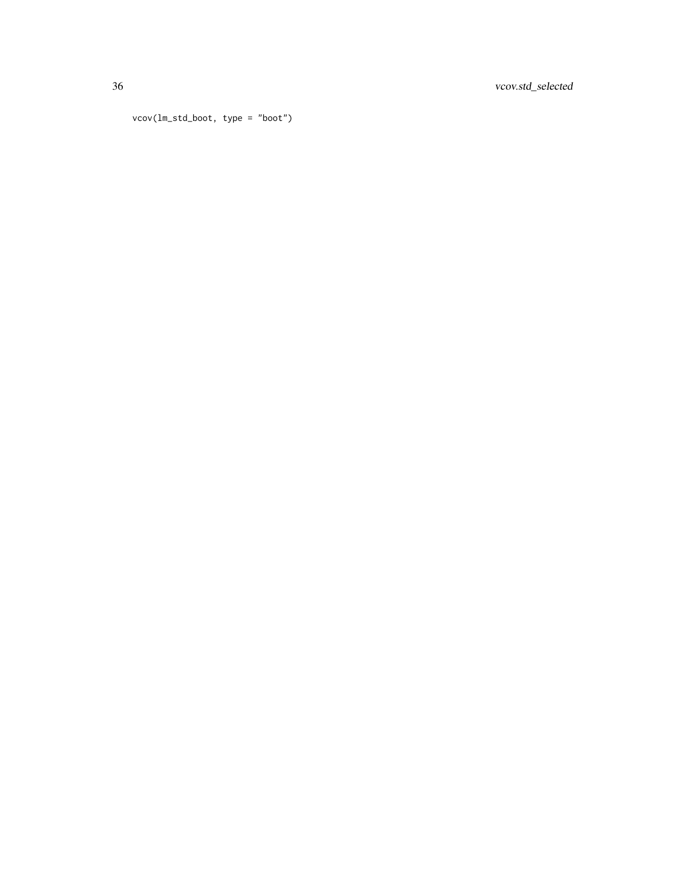```
vcov(lm_std_boot, type = "boot")
```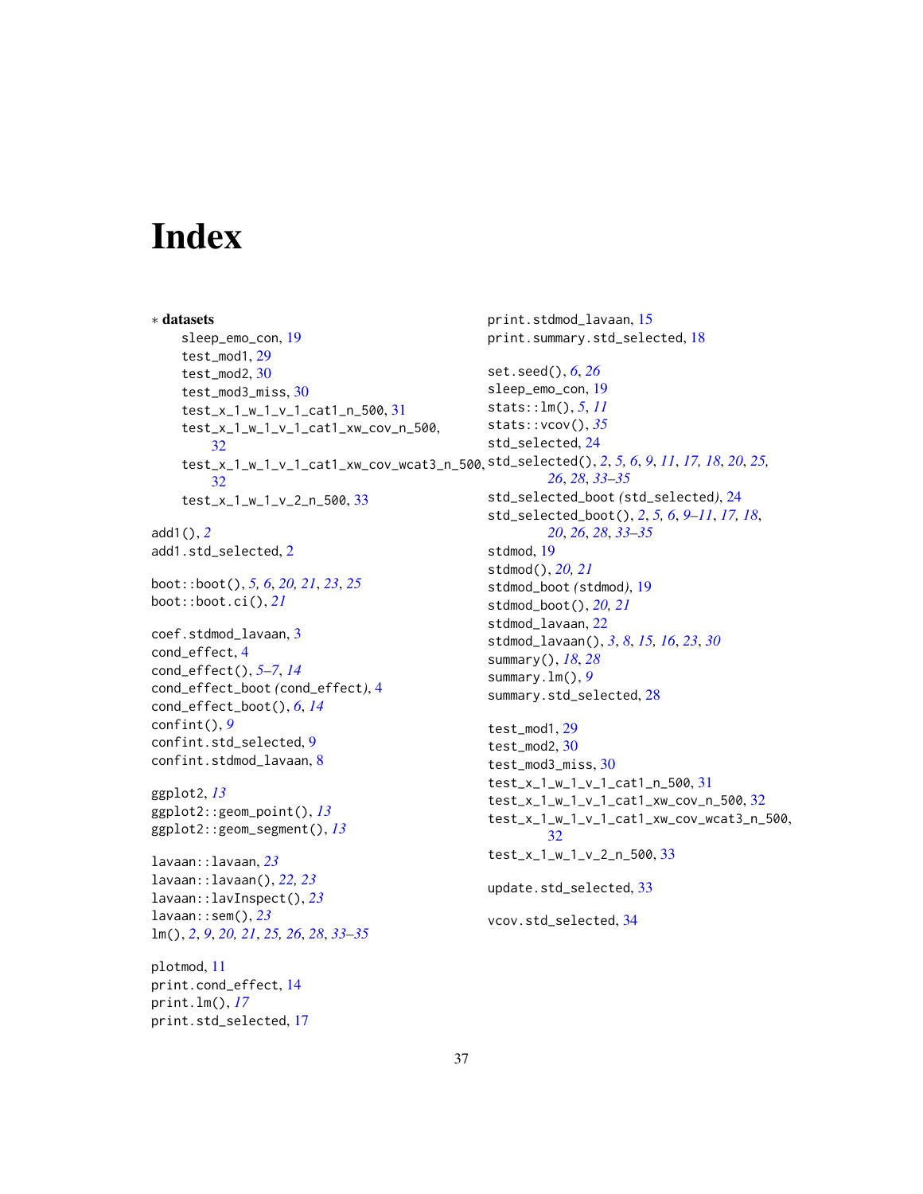# Index

∗ **datasets**

sleep_emo_con, 19
test_mod1, 29
test_mod2, 30
test_mod3_miss, 30
test_x_1_w_1_v_1_cat1_n_500, 31
test_x_1_w_1_v_1_cat1_xw_cov_n_500, 32
test_x_1_w_1_v_1_cat1_xw_cov_wcat3_n_500, 32
test_x_1_w_1_v_2_n_500, 33

add1(), *2*
add1.std_selected, 2

boot::boot(), *5, 6*, *20, 21*, *23*, *25*
boot::boot.ci(), *21*

coef.stdmod_lavaan, 3
cond_effect, 4
cond_effect(), *5–7*, *14*
cond_effect_boot *(cond_effect)*, 4
cond_effect_boot(), *6*, *14*
confint(), *9*
confint.std_selected, 9
confint.stdmod_lavaan, 8

ggplot2, *13*
ggplot2::geom_point(), *13*
ggplot2::geom_segment(), *13*

lavaan::lavaan, *23*
lavaan::lavaan(), *22, 23*
lavaan::lavInspect(), *23*
lavaan::sem(), *23*
lm(), *2*, *9*, *20, 21*, *25, 26*, *28*, *33–35*

plotmod, 11
print.cond_effect, 14
print.lm(), *17*
print.std_selected, 17
print.stdmod_lavaan, 15
print.summary.std_selected, 18

set.seed(), *6*, *26*
sleep_emo_con, 19
stats::lm(), *5*, *11*
stats::vcov(), *35*
std_selected, 24
std_selected(), *2*, *5, 6*, *9*, *11*, *17, 18*, *20*, *25, 26*, *28*, *33–35*
std_selected_boot *(std_selected)*, 24
std_selected_boot(), *2*, *5, 6*, *9–11*, *17, 18*, *20*, *26*, *28*, *33–35*
stdmod, 19
stdmod(), *20, 21*
stdmod_boot *(stdmod)*, 19
stdmod_boot(), *20, 21*
stdmod_lavaan, 22
stdmod_lavaan(), *3*, *8*, *15, 16*, *23*, *30*
summary(), *18*, *28*
summary.lm(), *9*
summary.std_selected, 28

test_mod1, 29
test_mod2, 30
test_mod3_miss, 30
test_x_1_w_1_v_1_cat1_n_500, 31
test_x_1_w_1_v_1_cat1_xw_cov_n_500, 32
test_x_1_w_1_v_1_cat1_xw_cov_wcat3_n_500, 32
test_x_1_w_1_v_2_n_500, 33

update.std_selected, 33

vcov.std_selected, 34